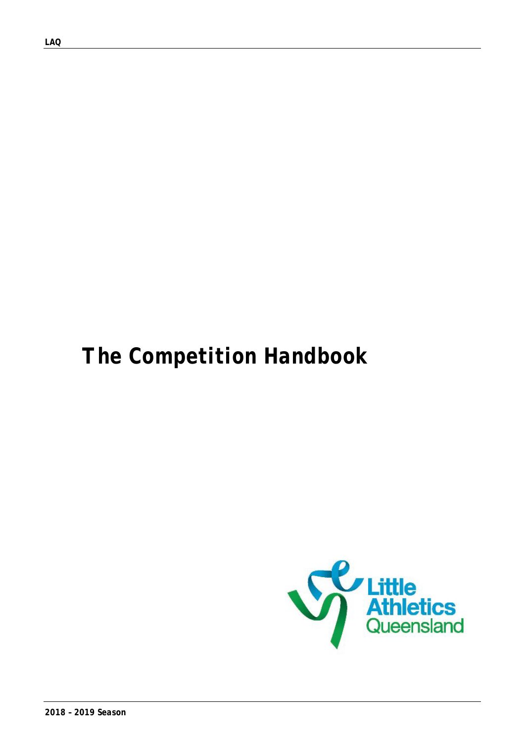# The Competition Handbook

Little Athletics Queensland

2018 – 2019 Season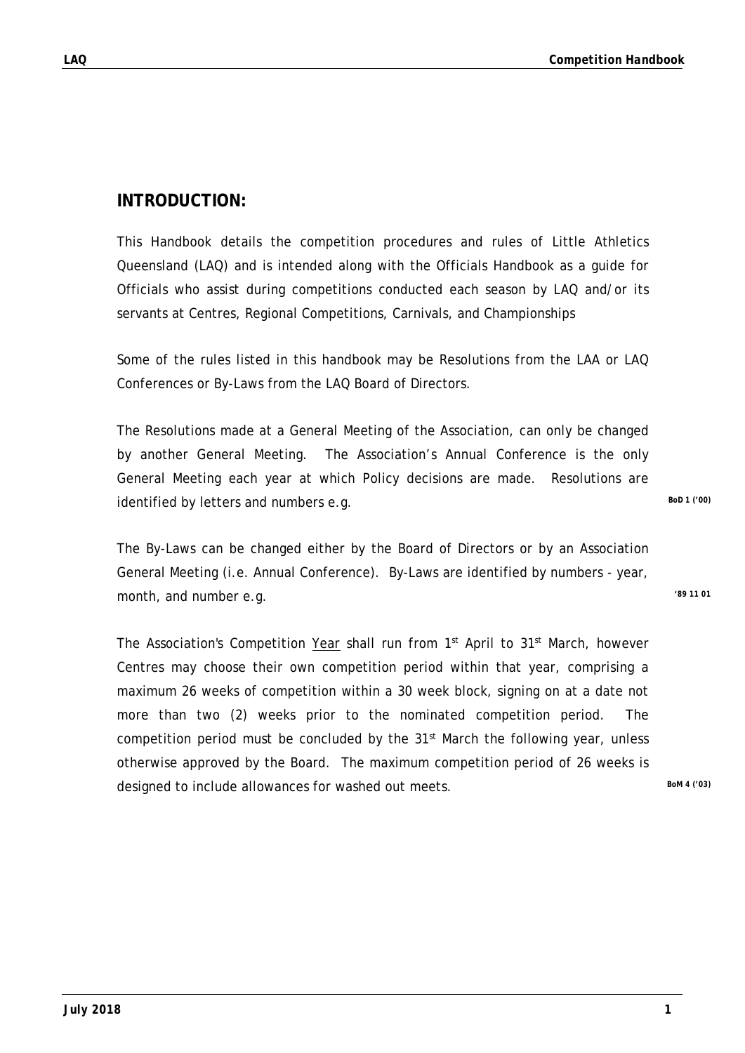## INTRODUCTION:

This Handbook details the competition procedures and rules of Little Athletics Queensland (LAQ) and is intended along with the Officials Handbook as a guide for Officials who assist during competitions conducted each season by LAQ and/or its servants at Centres, Regional Competitions, Carnivals, and Championships

Some of the rules listed in this handbook may be Resolutions from the LAA or LAQ Conferences or By-Laws from the LAQ Board of Directors.

The Resolutions made at a General Meeting of the Association, can only be changed by another General Meeting. The Association's Annual Conference is the only General Meeting each year at which Policy decisions are made. Resolutions are identified by letters and numbers e.g. **BoD 1 ('00)**

The By-Laws can be changed either by the Board of Directors or by an Association General Meeting (i.e. Annual Conference). By-Laws are identified by numbers - year, month, and number e.g. **'89 11 01**

The Association's Competition Year shall run from 1st April to 31st March, however Centres may choose their own competition period within that year, comprising a maximum 26 weeks of competition within a 30 week block, signing on at a date not more than two (2) weeks prior to the nominated competition period. The competition period must be concluded by the 31st March the following year, unless otherwise approved by the Board. The maximum competition period of 26 weeks is designed to include allowances for washed out meets. **BoM 4 ('03)**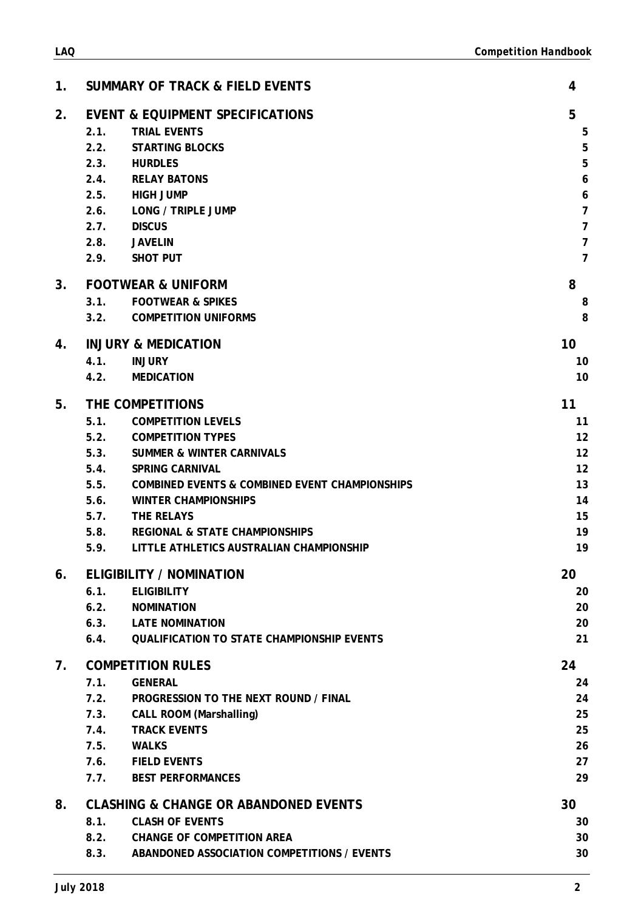| | | |
|---|---|---|
| **1. SUMMARY OF TRACK & FIELD EVENTS** | | **4** |
| **2. EVENT & EQUIPMENT SPECIFICATIONS** | | **5** |
| 2.1. | TRIAL EVENTS | 5 |
| 2.2. | STARTING BLOCKS | 5 |
| 2.3. | HURDLES | 5 |
| 2.4. | RELAY BATONS | 6 |
| 2.5. | HIGH JUMP | 6 |
| 2.6. | LONG / TRIPLE JUMP | 7 |
| 2.7. | DISCUS | 7 |
| 2.8. | JAVELIN | 7 |
| 2.9. | SHOT PUT | 7 |
| **3. FOOTWEAR & UNIFORM** | | **8** |
| 3.1. | FOOTWEAR & SPIKES | 8 |
| 3.2. | COMPETITION UNIFORMS | 8 |
| **4. INJURY & MEDICATION** | | **10** |
| 4.1. | INJURY | 10 |
| 4.2. | MEDICATION | 10 |
| **5. THE COMPETITIONS** | | **11** |
| 5.1. | COMPETITION LEVELS | 11 |
| 5.2. | COMPETITION TYPES | 12 |
| 5.3. | SUMMER & WINTER CARNIVALS | 12 |
| 5.4. | SPRING CARNIVAL | 12 |
| 5.5. | COMBINED EVENTS & COMBINED EVENT CHAMPIONSHIPS | 13 |
| 5.6. | WINTER CHAMPIONSHIPS | 14 |
| 5.7. | THE RELAYS | 15 |
| 5.8. | REGIONAL & STATE CHAMPIONSHIPS | 19 |
| 5.9. | LITTLE ATHLETICS AUSTRALIAN CHAMPIONSHIP | 19 |
| **6. ELIGIBILITY / NOMINATION** | | **20** |
| 6.1. | ELIGIBILITY | 20 |
| 6.2. | NOMINATION | 20 |
| 6.3. | LATE NOMINATION | 20 |
| 6.4. | QUALIFICATION TO STATE CHAMPIONSHIP EVENTS | 21 |
| **7. COMPETITION RULES** | | **24** |
| 7.1. | GENERAL | 24 |
| 7.2. | PROGRESSION TO THE NEXT ROUND / FINAL | 24 |
| 7.3. | CALL ROOM (Marshalling) | 25 |
| 7.4. | TRACK EVENTS | 25 |
| 7.5. | WALKS | 26 |
| 7.6. | FIELD EVENTS | 27 |
| 7.7. | BEST PERFORMANCES | 29 |
| **8. CLASHING & CHANGE OR ABANDONED EVENTS** | | **30** |
| 8.1. | CLASH OF EVENTS | 30 |
| 8.2. | CHANGE OF COMPETITION AREA | 30 |
| 8.3. | ABANDONED ASSOCIATION COMPETITIONS / EVENTS | 30 |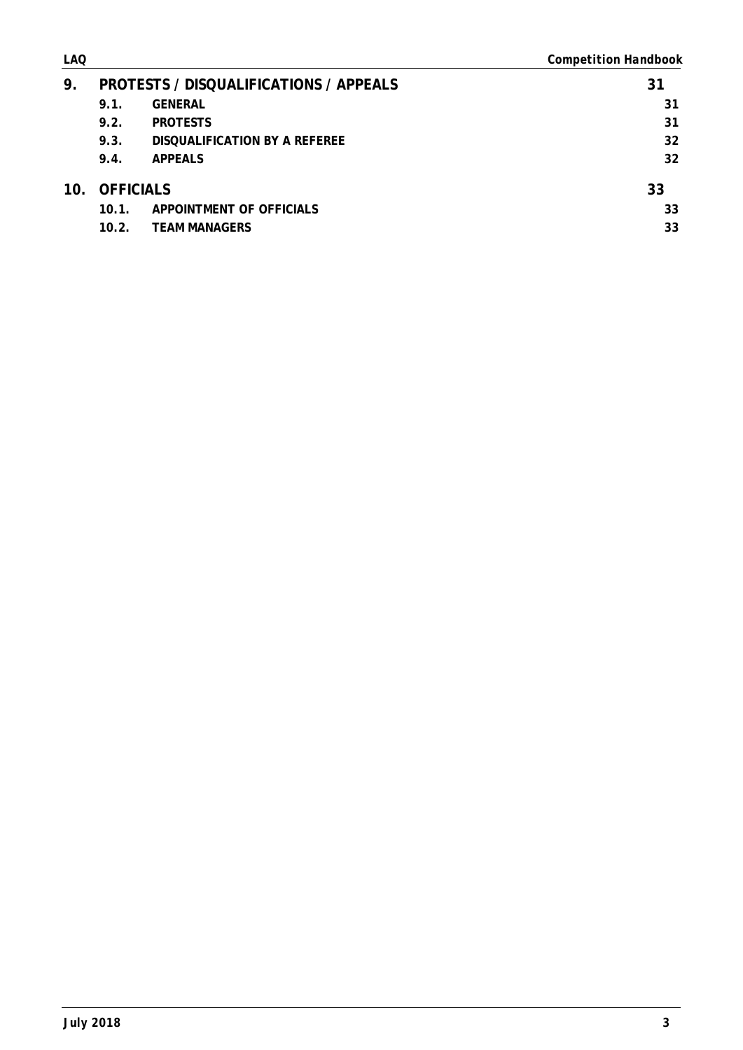| | | |
|---|---|---|
| **9.** | **PROTESTS / DISQUALIFICATIONS / APPEALS** | **31** |
| 9.1. | GENERAL | 31 |
| 9.2. | PROTESTS | 31 |
| 9.3. | DISQUALIFICATION BY A REFEREE | 32 |
| 9.4. | APPEALS | 32 |
| **10.** | **OFFICIALS** | **33** |
| 10.1. | APPOINTMENT OF OFFICIALS | 33 |
| 10.2. | TEAM MANAGERS | 33 |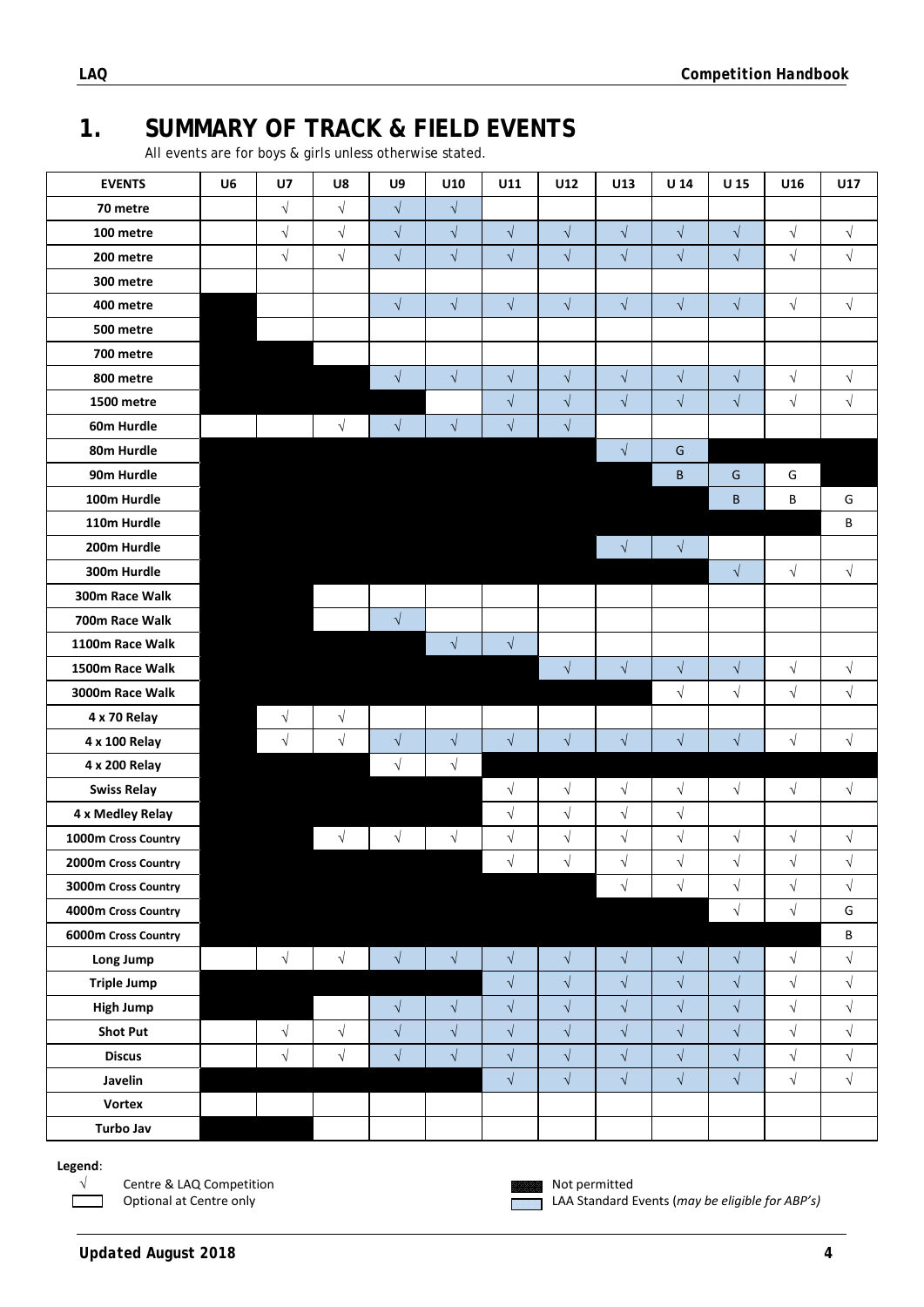# 1. SUMMARY OF TRACK & FIELD EVENTS

All events are for boys & girls unless otherwise stated.

| EVENTS | U6 | U7 | U8 | U9 | U10 | U11 | U12 | U13 | U 14 | U 15 | U16 | U17 |
|---|---|---|---|---|---|---|---|---|---|---|---|---|
| 70 metre | | √ | √ | √ | √ | | | | | | | |
| 100 metre | | √ | √ | √ | √ | √ | √ | √ | √ | √ | √ | √ |
| 200 metre | | √ | √ | √ | √ | √ | √ | √ | √ | √ | √ | √ |
| 300 metre | | | | | | | | | | | | |
| 400 metre | | | | √ | √ | √ | √ | √ | √ | √ | √ | √ |
| 500 metre | | | | | | | | | | | | |
| 700 metre | | | | | | | | | | | | |
| 800 metre | | | | √ | √ | √ | √ | √ | √ | √ | √ | √ |
| 1500 metre | | | | | | √ | √ | √ | √ | √ | √ | √ |
| 60m Hurdle | | | √ | √ | √ | √ | √ | | | | | |
| 80m Hurdle | | | | | | | | √ | G | | | |
| 90m Hurdle | | | | | | | | | B | G | G | |
| 100m Hurdle | | | | | | | | | | B | B | G |
| 110m Hurdle | | | | | | | | | | | | B |
| 200m Hurdle | | | | | | | | √ | √ | | | |
| 300m Hurdle | | | | | | | | | | √ | √ | √ |
| 300m Race Walk | | | | | | | | | | | | |
| 700m Race Walk | | | | √ | | | | | | | | |
| 1100m Race Walk | | | | | √ | √ | | | | | | |
| 1500m Race Walk | | | | | | | √ | √ | √ | √ | √ | √ |
| 3000m Race Walk | | | | | | | | | √ | √ | √ | √ |
| 4 x 70 Relay | | √ | √ | | | | | | | | | |
| 4 x 100 Relay | | √ | √ | √ | √ | √ | √ | √ | √ | √ | √ | √ |
| 4 x 200 Relay | | | | √ | √ | | | | | | | |
| Swiss Relay | | | | | | √ | √ | √ | √ | √ | √ | √ |
| 4 x Medley Relay | | | | | | √ | √ | √ | √ | | | |
| 1000m Cross Country | | | √ | √ | √ | √ | √ | √ | √ | √ | √ | √ |
| 2000m Cross Country | | | | | | √ | √ | √ | √ | √ | √ | √ |
| 3000m Cross Country | | | | | | | | √ | √ | √ | √ | √ |
| 4000m Cross Country | | | | | | | | | | √ | √ | G |
| 6000m Cross Country | | | | | | | | | | | | B |
| Long Jump | | √ | √ | √ | √ | √ | √ | √ | √ | √ | √ | √ |
| Triple Jump | | | | | | √ | √ | √ | √ | √ | √ | √ |
| High Jump | | | | √ | √ | √ | √ | √ | √ | √ | √ | √ |
| Shot Put | | √ | √ | √ | √ | √ | √ | √ | √ | √ | √ | √ |
| Discus | | √ | √ | √ | √ | √ | √ | √ | √ | √ | √ | √ |
| Javelin | | | | | | √ | √ | √ | √ | √ | √ | √ |
| Vortex | | | | | | | | | | | | |
| Turbo Jav | | | | | | | | | | | | |

**Legend**:

- √ Centre & LAQ Competition
- (empty box) Optional at Centre only
- (black box) Not permitted
- (blue box) LAA Standard Events (*may be eligible for ABP's)*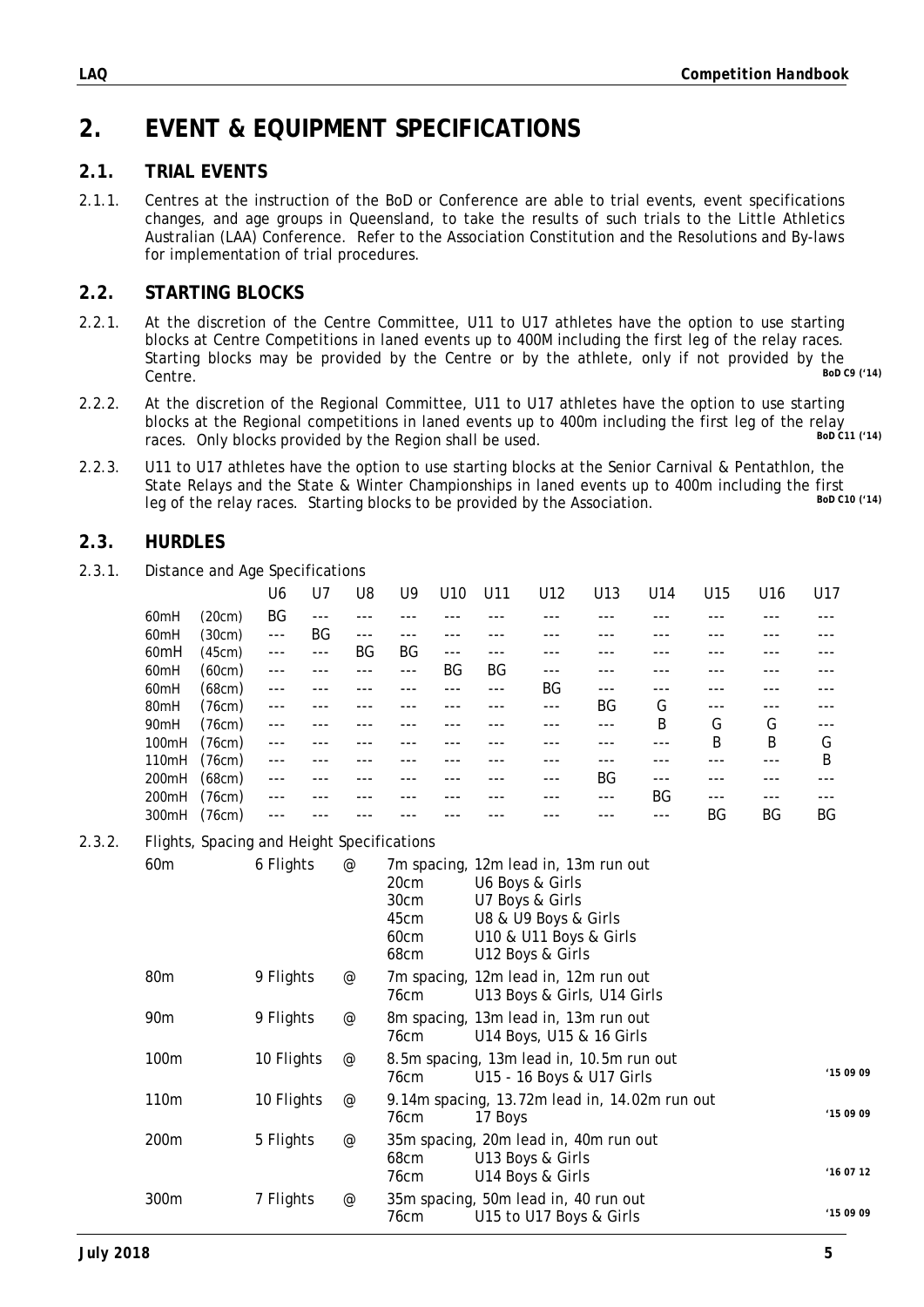# 2. EVENT & EQUIPMENT SPECIFICATIONS

## 2.1. TRIAL EVENTS

2.1.1. Centres at the instruction of the BoD or Conference are able to trial events, event specifications changes, and age groups in Queensland, to take the results of such trials to the Little Athletics Australian (LAA) Conference. Refer to the Association Constitution and the Resolutions and By-laws for implementation of trial procedures.

## 2.2. STARTING BLOCKS

2.2.1. At the discretion of the Centre Committee, U11 to U17 athletes have the option to use starting blocks at Centre Competitions in laned events up to 400M including the first leg of the relay races. Starting blocks may be provided by the Centre or by the athlete, only if not provided by the Centre. **BoD C9 ('14)**

2.2.2. At the discretion of the Regional Committee, U11 to U17 athletes have the option to use starting blocks at the Regional competitions in laned events up to 400m including the first leg of the relay races. Only blocks provided by the Region shall be used. **BoD C11 ('14)**

2.2.3. U11 to U17 athletes have the option to use starting blocks at the Senior Carnival & Pentathlon, the State Relays and the State & Winter Championships in laned events up to 400m including the first leg of the relay races. Starting blocks to be provided by the Association. **BoD C10 ('14)**

## 2.3. HURDLES

2.3.1. Distance and Age Specifications

| | | U6 | U7 | U8 | U9 | U10 | U11 | U12 | U13 | U14 | U15 | U16 | U17 |
|---|---|---|---|---|---|---|---|---|---|---|---|---|---|
| 60mH | (20cm) | BG | --- | --- | --- | --- | --- | --- | --- | --- | --- | --- | --- |
| 60mH | (30cm) | --- | BG | --- | --- | --- | --- | --- | --- | --- | --- | --- | --- |
| 60mH | (45cm) | --- | --- | BG | BG | --- | --- | --- | --- | --- | --- | --- | --- |
| 60mH | (60cm) | --- | --- | --- | --- | BG | BG | --- | --- | --- | --- | --- | --- |
| 60mH | (68cm) | --- | --- | --- | --- | --- | --- | BG | --- | --- | --- | --- | --- |
| 80mH | (76cm) | --- | --- | --- | --- | --- | --- | --- | BG | G | --- | --- | --- |
| 90mH | (76cm) | --- | --- | --- | --- | --- | --- | --- | --- | B | G | G | --- |
| 100mH | (76cm) | --- | --- | --- | --- | --- | --- | --- | --- | --- | B | B | G |
| 110mH | (76cm) | --- | --- | --- | --- | --- | --- | --- | --- | --- | --- | --- | B |
| 200mH | (68cm) | --- | --- | --- | --- | --- | --- | --- | BG | --- | --- | --- | --- |
| 200mH | (76cm) | --- | --- | --- | --- | --- | --- | --- | --- | BG | --- | --- | --- |
| 300mH | (76cm) | --- | --- | --- | --- | --- | --- | --- | --- | --- | BG | BG | BG |

2.3.2. Flights, Spacing and Height Specifications

| Distance | Flights | | Specifications | | |
|---|---|---|---|---|---|
| 60m | 6 Flights | @ | 7m spacing, 12m lead in, 13m run out | | |
| | | | 20cm | U6 Boys & Girls | |
| | | | 30cm | U7 Boys & Girls | |
| | | | 45cm | U8 & U9 Boys & Girls | |
| | | | 60cm | U10 & U11 Boys & Girls | |
| | | | 68cm | U12 Boys & Girls | |
| 80m | 9 Flights | @ | 7m spacing, 12m lead in, 12m run out | | |
| | | | 76cm | U13 Boys & Girls, U14 Girls | |
| 90m | 9 Flights | @ | 8m spacing, 13m lead in, 13m run out | | |
| | | | 76cm | U14 Boys, U15 & 16 Girls | |
| 100m | 10 Flights | @ | 8.5m spacing, 13m lead in, 10.5m run out | | |
| | | | 76cm | U15 - 16 Boys & U17 Girls | '15 09 09 |
| 110m | 10 Flights | @ | 9.14m spacing, 13.72m lead in, 14.02m run out | | |
| | | | 76cm | 17 Boys | '15 09 09 |
| 200m | 5 Flights | @ | 35m spacing, 20m lead in, 40m run out | | |
| | | | 68cm | U13 Boys & Girls | |
| | | | 76cm | U14 Boys & Girls | '16 07 12 |
| 300m | 7 Flights | @ | 35m spacing, 50m lead in, 40 run out | | |
| | | | 76cm | U15 to U17 Boys & Girls | '15 09 09 |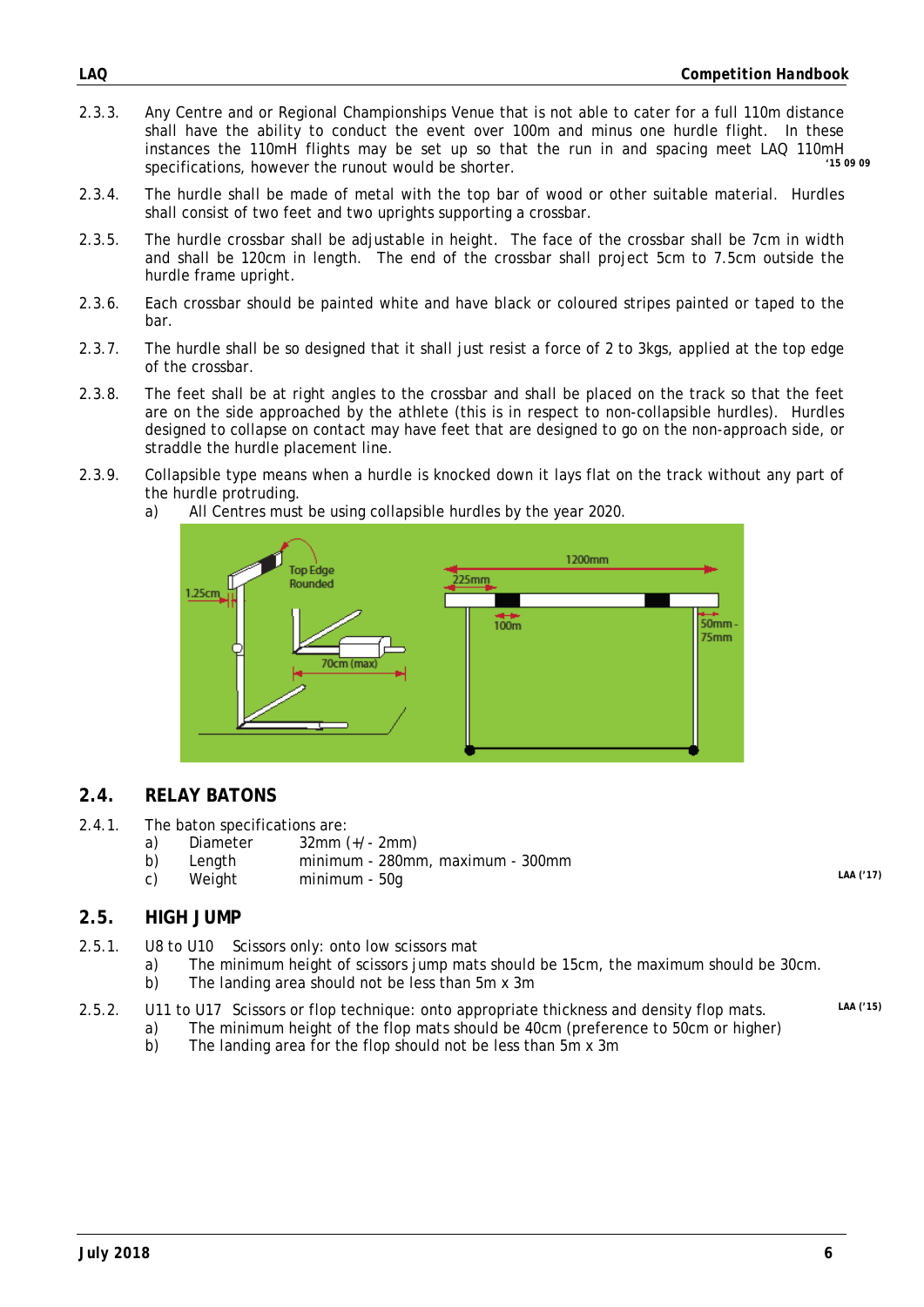2.3.3. Any Centre and or Regional Championships Venue that is not able to cater for a full 110m distance shall have the ability to conduct the event over 100m and minus one hurdle flight. In these instances the 110mH flights may be set up so that the run in and spacing meet LAQ 110mH specifications, however the runout would be shorter. '15 09 09

2.3.4. The hurdle shall be made of metal with the top bar of wood or other suitable material. Hurdles shall consist of two feet and two uprights supporting a crossbar.

2.3.5. The hurdle crossbar shall be adjustable in height. The face of the crossbar shall be 7cm in width and shall be 120cm in length. The end of the crossbar shall project 5cm to 7.5cm outside the hurdle frame upright.

2.3.6. Each crossbar should be painted white and have black or coloured stripes painted or taped to the bar.

2.3.7. The hurdle shall be so designed that it shall just resist a force of 2 to 3kgs, applied at the top edge of the crossbar.

2.3.8. The feet shall be at right angles to the crossbar and shall be placed on the track so that the feet are on the side approached by the athlete (this is in respect to non-collapsible hurdles). Hurdles designed to collapse on contact may have feet that are designed to go on the non-approach side, or straddle the hurdle placement line.

2.3.9. Collapsible type means when a hurdle is knocked down it lays flat on the track without any part of the hurdle protruding.

a) All Centres must be using collapsible hurdles by the year 2020.

## 2.4. RELAY BATONS

2.4.1. The baton specifications are:

a) Diameter 32mm (+/- 2mm)
b) Length minimum - 280mm, maximum - 300mm
c) Weight minimum - 50g

LAA ('17)

## 2.5. HIGH JUMP

2.5.1. U8 to U10 Scissors only: onto low scissors mat

a) The minimum height of scissors jump mats should be 15cm, the maximum should be 30cm.
b) The landing area should not be less than 5m x 3m

2.5.2. U11 to U17 Scissors or flop technique: onto appropriate thickness and density flop mats. LAA ('15)

a) The minimum height of the flop mats should be 40cm (preference to 50cm or higher)
b) The landing area for the flop should not be less than 5m x 3m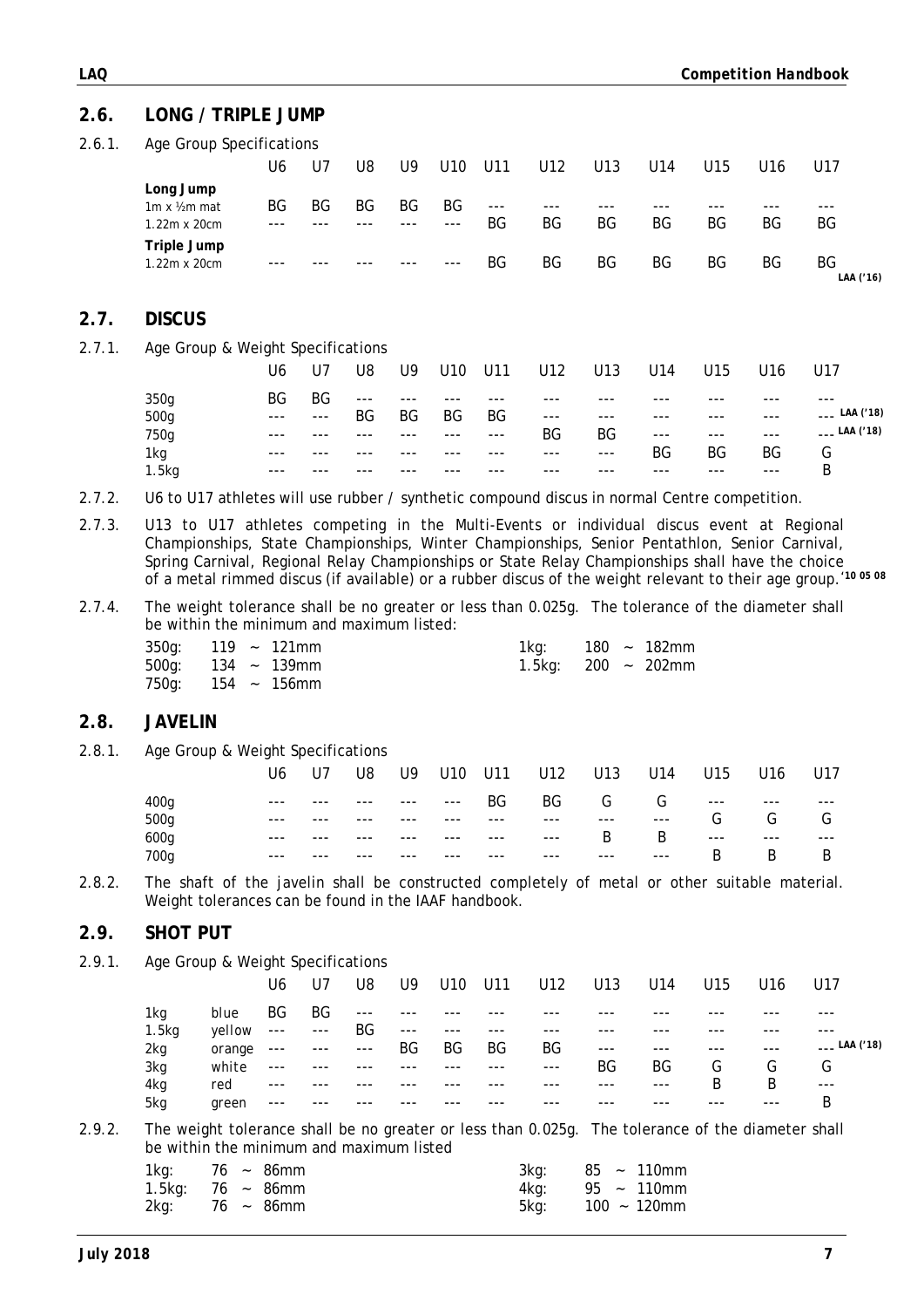## 2.6. LONG / TRIPLE JUMP

2.6.1. Age Group Specifications

| | U6 | U7 | U8 | U9 | U10 | U11 | U12 | U13 | U14 | U15 | U16 | U17 |
|---|---|---|---|---|---|---|---|---|---|---|---|---|
| **Long Jump** | | | | | | | | | | | | |
| 1m x ½m mat | BG | BG | BG | BG | BG | --- | --- | --- | --- | --- | --- | --- |
| 1.22m x 20cm | --- | --- | --- | --- | --- | BG | BG | BG | BG | BG | BG | BG |
| **Triple Jump** | | | | | | | | | | | | |
| 1.22m x 20cm | --- | --- | --- | --- | --- | BG | BG | BG | BG | BG | BG | BG LAA ('16) |

## 2.7. DISCUS

2.7.1. Age Group & Weight Specifications

| | U6 | U7 | U8 | U9 | U10 | U11 | U12 | U13 | U14 | U15 | U16 | U17 |
|---|---|---|---|---|---|---|---|---|---|---|---|---|
| 350g | BG | BG | --- | --- | --- | --- | --- | --- | --- | --- | --- | --- |
| 500g | --- | --- | BG | BG | BG | BG | --- | --- | --- | --- | --- | --- LAA ('18) |
| 750g | --- | --- | --- | --- | --- | --- | BG | BG | --- | --- | --- | --- LAA ('18) |
| 1kg | --- | --- | --- | --- | --- | --- | --- | --- | BG | BG | BG | G |
| 1.5kg | --- | --- | --- | --- | --- | --- | --- | --- | --- | --- | --- | B |

2.7.2. U6 to U17 athletes will use rubber / synthetic compound discus in normal Centre competition.

2.7.3. U13 to U17 athletes competing in the Multi-Events or individual discus event at Regional Championships, State Championships, Winter Championships, Senior Pentathlon, Senior Carnival, Spring Carnival, Regional Relay Championships or State Relay Championships shall have the choice of a metal rimmed discus (if available) or a rubber discus of the weight relevant to their age group.'10 05 08

2.7.4. The weight tolerance shall be no greater or less than 0.025g. The tolerance of the diameter shall be within the minimum and maximum listed:

| | | | |
|---|---|---|---|
| 350g: | 119 ~ 121mm | 1kg: | 180 ~ 182mm |
| 500g: | 134 ~ 139mm | 1.5kg: | 200 ~ 202mm |
| 750g: | 154 ~ 156mm | | |

## 2.8. JAVELIN

2.8.1. Age Group & Weight Specifications

| | U6 | U7 | U8 | U9 | U10 | U11 | U12 | U13 | U14 | U15 | U16 | U17 |
|---|---|---|---|---|---|---|---|---|---|---|---|---|
| 400g | --- | --- | --- | --- | --- | BG | BG | G | G | --- | --- | --- |
| 500g | --- | --- | --- | --- | --- | --- | --- | --- | --- | G | G | G |
| 600g | --- | --- | --- | --- | --- | --- | --- | B | B | --- | --- | --- |
| 700g | --- | --- | --- | --- | --- | --- | --- | --- | --- | B | B | B |

2.8.2. The shaft of the javelin shall be constructed completely of metal or other suitable material. Weight tolerances can be found in the IAAF handbook.

## 2.9. SHOT PUT

2.9.1. Age Group & Weight Specifications

| | | U6 | U7 | U8 | U9 | U10 | U11 | U12 | U13 | U14 | U15 | U16 | U17 |
|---|---|---|---|---|---|---|---|---|---|---|---|---|---|
| 1kg | blue | BG | BG | --- | --- | --- | --- | --- | --- | --- | --- | --- | --- |
| 1.5kg | yellow | --- | --- | BG | --- | --- | --- | --- | --- | --- | --- | --- | --- |
| 2kg | orange | --- | --- | --- | BG | BG | BG | BG | --- | --- | --- | --- | --- LAA ('18) |
| 3kg | white | --- | --- | --- | --- | --- | --- | --- | BG | BG | G | G | G |
| 4kg | red | --- | --- | --- | --- | --- | --- | --- | --- | --- | B | B | --- |
| 5kg | green | --- | --- | --- | --- | --- | --- | --- | --- | --- | --- | --- | B |

2.9.2. The weight tolerance shall be no greater or less than 0.025g. The tolerance of the diameter shall be within the minimum and maximum listed

| | | | |
|---|---|---|---|
| 1kg: | 76 ~ 86mm | 3kg: | 85 ~ 110mm |
| 1.5kg: | 76 ~ 86mm | 4kg: | 95 ~ 110mm |
| 2kg: | 76 ~ 86mm | 5kg: | 100 ~ 120mm |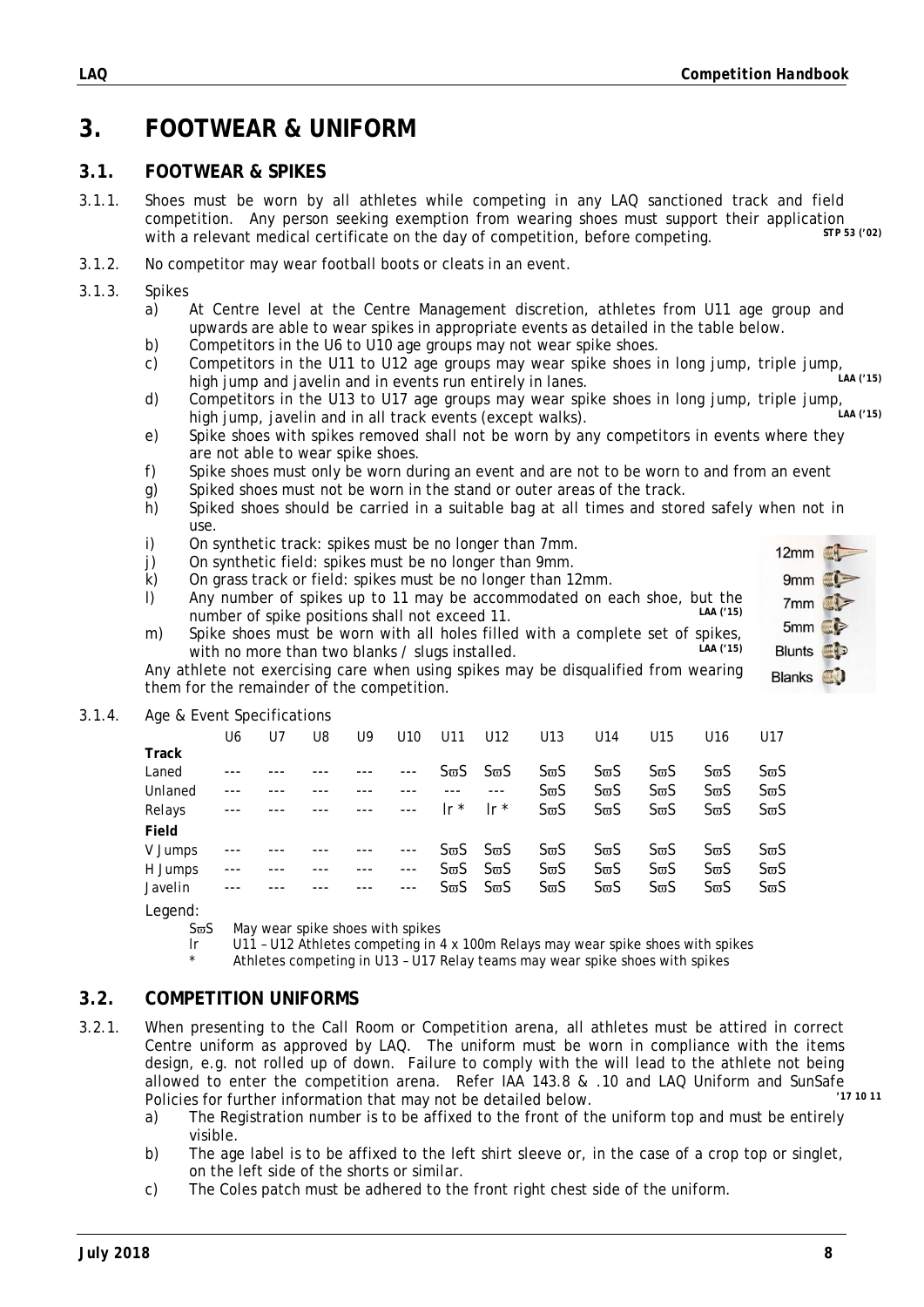# 3. FOOTWEAR & UNIFORM

## 3.1. FOOTWEAR & SPIKES

3.1.1. Shoes must be worn by all athletes while competing in any LAQ sanctioned track and field competition. Any person seeking exemption from wearing shoes must support their application with a relevant medical certificate on the day of competition, before competing. **STP 53 ('02)**

3.1.2. No competitor may wear football boots or cleats in an event.

3.1.3. Spikes

a) At Centre level at the Centre Management discretion, athletes from U11 age group and upwards are able to wear spikes in appropriate events as detailed in the table below.

b) Competitors in the U6 to U10 age groups may not wear spike shoes.

c) Competitors in the U11 to U12 age groups may wear spike shoes in long jump, triple jump, high jump and javelin and in events run entirely in lanes. **LAA ('15)**

d) Competitors in the U13 to U17 age groups may wear spike shoes in long jump, triple jump, high jump, javelin and in all track events (except walks). **LAA ('15)**

e) Spike shoes with spikes removed shall not be worn by any competitors in events where they are not able to wear spike shoes.

f) Spike shoes must only be worn during an event and are not to be worn to and from an event

g) Spiked shoes must not be worn in the stand or outer areas of the track.

h) Spiked shoes should be carried in a suitable bag at all times and stored safely when not in use.

i) On synthetic track: spikes must be no longer than 7mm.

j) On synthetic field: spikes must be no longer than 9mm.

k) On grass track or field: spikes must be no longer than 12mm.

l) Any number of spikes up to 11 may be accommodated on each shoe, but the number of spike positions shall not exceed 11. **LAA ('15)**

m) Spike shoes must be worn with all holes filled with a complete set of spikes, with no more than two blanks / slugs installed. **LAA ('15)**

Any athlete not exercising care when using spikes may be disqualified from wearing them for the remainder of the competition.

12mm
9mm
7mm
5mm
Blunts
Blanks

3.1.4. Age & Event Specifications

| | U6 | U7 | U8 | U9 | U10 | U11 | U12 | U13 | U14 | U15 | U16 | U17 |
|---|---|---|---|---|---|---|---|---|---|---|---|---|
| **Track** | | | | | | | | | | | | |
| Laned | --- | --- | --- | --- | --- | SϖS | SϖS | SϖS | SϖS | SϖS | SϖS | SϖS |
| Unlaned | --- | --- | --- | --- | --- | --- | --- | SϖS | SϖS | SϖS | SϖS | SϖS |
| Relays | --- | --- | --- | --- | --- | Ir * | Ir * | SϖS | SϖS | SϖS | SϖS | SϖS |
| **Field** | | | | | | | | | | | | |
| V Jumps | --- | --- | --- | --- | --- | SϖS | SϖS | SϖS | SϖS | SϖS | SϖS | SϖS |
| H Jumps | --- | --- | --- | --- | --- | SϖS | SϖS | SϖS | SϖS | SϖS | SϖS | SϖS |
| Javelin | --- | --- | --- | --- | --- | SϖS | SϖS | SϖS | SϖS | SϖS | SϖS | SϖS |

Legend:

SϖS May wear spike shoes with spikes
Ir U11 – U12 Athletes competing in 4 x 100m Relays may wear spike shoes with spikes
\* Athletes competing in U13 – U17 Relay teams may wear spike shoes with spikes

## 3.2. COMPETITION UNIFORMS

3.2.1. When presenting to the Call Room or Competition arena, all athletes must be attired in correct Centre uniform as approved by LAQ. The uniform must be worn in compliance with the items design, e.g. not rolled up of down. Failure to comply with the will lead to the athlete not being allowed to enter the competition arena. Refer IAA 143.8 & .10 and LAQ Uniform and SunSafe Policies for further information that may not be detailed below. **'17 10 11**

a) The Registration number is to be affixed to the front of the uniform top and must be entirely visible.

b) The age label is to be affixed to the left shirt sleeve or, in the case of a crop top or singlet, on the left side of the shorts or similar.

c) The Coles patch must be adhered to the front right chest side of the uniform.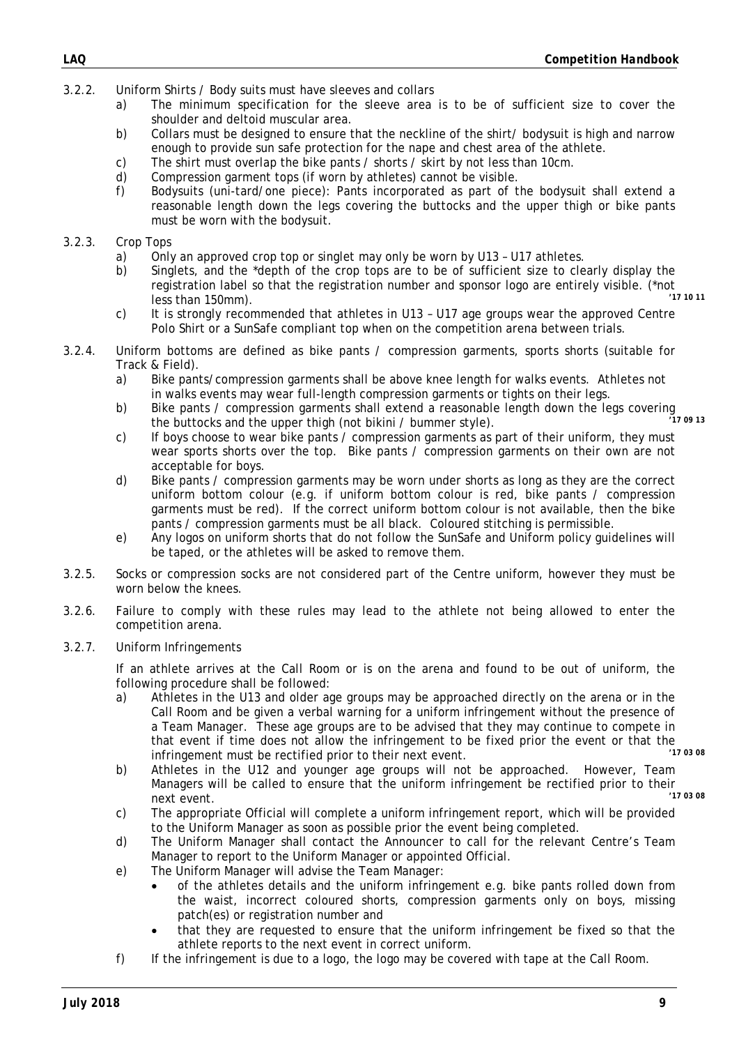3.2.2. Uniform Shirts / Body suits must have sleeves and collars

a) The minimum specification for the sleeve area is to be of sufficient size to cover the shoulder and deltoid muscular area.

b) Collars must be designed to ensure that the neckline of the shirt/ bodysuit is high and narrow enough to provide sun safe protection for the nape and chest area of the athlete.

c) The shirt must overlap the bike pants / shorts / skirt by not less than 10cm.

d) Compression garment tops (if worn by athletes) cannot be visible.

f) Bodysuits (uni-tard/one piece): Pants incorporated as part of the bodysuit shall extend a reasonable length down the legs covering the buttocks and the upper thigh or bike pants must be worn with the bodysuit.

3.2.3. Crop Tops

a) Only an approved crop top or singlet may only be worn by U13 – U17 athletes.

b) Singlets, and the *depth of the crop tops are to be of sufficient size to clearly display the registration label so that the registration number and sponsor logo are entirely visible. (*not less than 150mm). *'17 10 11*

c) It is strongly recommended that athletes in U13 – U17 age groups wear the approved Centre Polo Shirt or a SunSafe compliant top when on the competition arena between trials.

3.2.4. Uniform bottoms are defined as bike pants / compression garments, sports shorts (suitable for Track & Field).

a) Bike pants/compression garments shall be above knee length for walks events. Athletes not in walks events may wear full-length compression garments or tights on their legs.

b) Bike pants / compression garments shall extend a reasonable length down the legs covering the buttocks and the upper thigh (not bikini / bummer style). *'17 09 13*

c) If boys choose to wear bike pants / compression garments as part of their uniform, they must wear sports shorts over the top. Bike pants / compression garments on their own are not acceptable for boys.

d) Bike pants / compression garments may be worn under shorts as long as they are the correct uniform bottom colour (e.g. if uniform bottom colour is red, bike pants / compression garments must be red). If the correct uniform bottom colour is not available, then the bike pants / compression garments must be all black. Coloured stitching is permissible.

e) Any logos on uniform shorts that do not follow the SunSafe and Uniform policy guidelines will be taped, or the athletes will be asked to remove them.

3.2.5. Socks or compression socks are not considered part of the Centre uniform, however they must be worn below the knees.

3.2.6. Failure to comply with these rules may lead to the athlete not being allowed to enter the competition arena.

3.2.7. Uniform Infringements

If an athlete arrives at the Call Room or is on the arena and found to be out of uniform, the following procedure shall be followed:

a) Athletes in the U13 and older age groups may be approached directly on the arena or in the Call Room and be given a verbal warning for a uniform infringement without the presence of a Team Manager. These age groups are to be advised that they may continue to compete in that event if time does not allow the infringement to be fixed prior the event or that the infringement must be rectified prior to their next event. *'17 03 08*

b) Athletes in the U12 and younger age groups will not be approached. However, Team Managers will be called to ensure that the uniform infringement be rectified prior to their next event. *'17 03 08*

c) The appropriate Official will complete a uniform infringement report, which will be provided to the Uniform Manager as soon as possible prior the event being completed.

d) The Uniform Manager shall contact the Announcer to call for the relevant Centre's Team Manager to report to the Uniform Manager or appointed Official.

e) The Uniform Manager will advise the Team Manager:

- of the athletes details and the uniform infringement e.g. bike pants rolled down from the waist, incorrect coloured shorts, compression garments only on boys, missing patch(es) or registration number and
- that they are requested to ensure that the uniform infringement be fixed so that the athlete reports to the next event in correct uniform.

f) If the infringement is due to a logo, the logo may be covered with tape at the Call Room.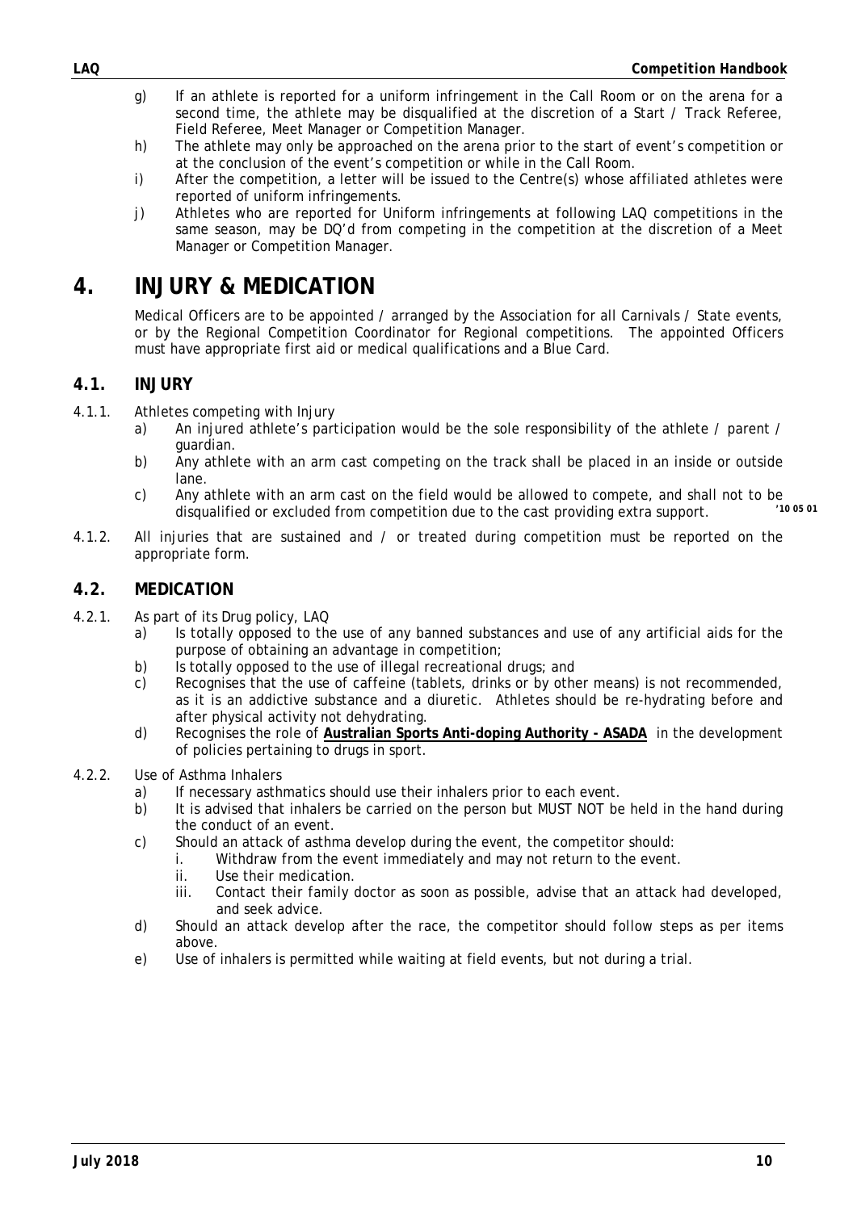g) If an athlete is reported for a uniform infringement in the Call Room or on the arena for a second time, the athlete may be disqualified at the discretion of a Start / Track Referee, Field Referee, Meet Manager or Competition Manager.

h) The athlete may only be approached on the arena prior to the start of event's competition or at the conclusion of the event's competition or while in the Call Room.

i) After the competition, a letter will be issued to the Centre(s) whose affiliated athletes were reported of uniform infringements.

j) Athletes who are reported for Uniform infringements at following LAQ competitions in the same season, may be DQ'd from competing in the competition at the discretion of a Meet Manager or Competition Manager.

# 4. INJURY & MEDICATION

Medical Officers are to be appointed / arranged by the Association for all Carnivals / State events, or by the Regional Competition Coordinator for Regional competitions. The appointed Officers must have appropriate first aid or medical qualifications and a Blue Card.

## 4.1. INJURY

4.1.1. Athletes competing with Injury

a) An injured athlete's participation would be the sole responsibility of the athlete / parent / guardian.

b) Any athlete with an arm cast competing on the track shall be placed in an inside or outside lane.

c) Any athlete with an arm cast on the field would be allowed to compete, and shall not to be disqualified or excluded from competition due to the cast providing extra support. *'10 05 01*

4.1.2. All injuries that are sustained and / or treated during competition must be reported on the appropriate form.

## 4.2. MEDICATION

4.2.1. As part of its Drug policy, LAQ

a) Is totally opposed to the use of any banned substances and use of any artificial aids for the purpose of obtaining an advantage in competition;

b) Is totally opposed to the use of illegal recreational drugs; and

c) Recognises that the use of caffeine (tablets, drinks or by other means) is not recommended, as it is an addictive substance and a diuretic. Athletes should be re-hydrating before and after physical activity not dehydrating.

d) Recognises the role of **Australian Sports Anti-doping Authority - ASADA** in the development of policies pertaining to drugs in sport.

4.2.2. Use of Asthma Inhalers

a) If necessary asthmatics should use their inhalers prior to each event.

b) It is advised that inhalers be carried on the person but MUST NOT be held in the hand during the conduct of an event.

c) Should an attack of asthma develop during the event, the competitor should:

   i. Withdraw from the event immediately and may not return to the event.

   ii. Use their medication.

   iii. Contact their family doctor as soon as possible, advise that an attack had developed, and seek advice.

d) Should an attack develop after the race, the competitor should follow steps as per items above.

e) Use of inhalers is permitted while waiting at field events, but not during a trial.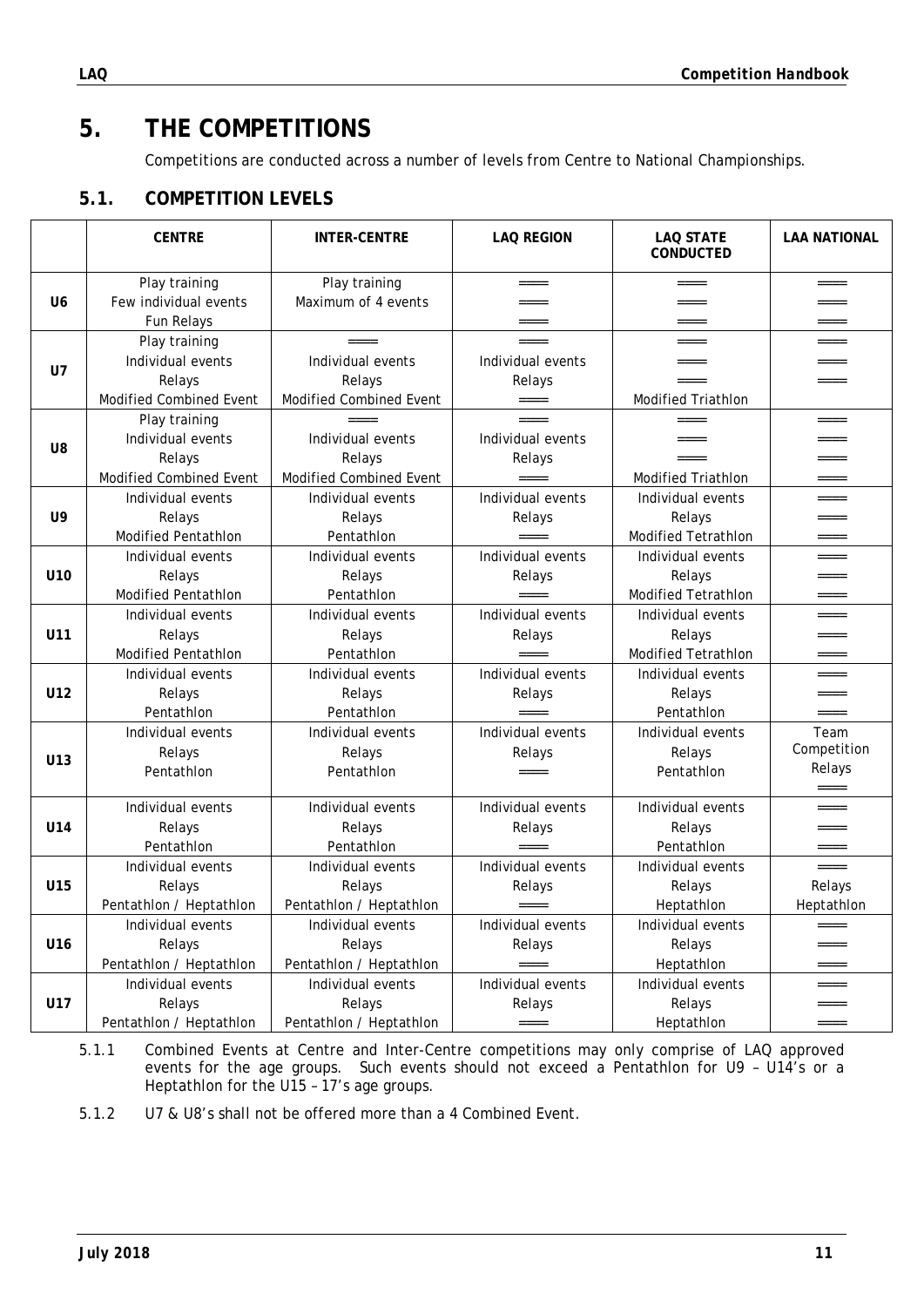# 5. THE COMPETITIONS

Competitions are conducted across a number of levels from Centre to National Championships.

## 5.1. COMPETITION LEVELS

| | CENTRE | INTER-CENTRE | LAQ REGION | LAQ STATE CONDUCTED | LAA NATIONAL |
|---|---|---|---|---|---|
| U6 | Play training<br>Few individual events<br>Fun Relays | Play training<br>Maximum of 4 events | ═══<br>═══<br>═══ | ═══<br>═══<br>═══ | ═══<br>═══<br>═══ |
| U7 | Play training<br>Individual events<br>Relays<br>Modified Combined Event | ═══<br>Individual events<br>Relays<br>Modified Combined Event | ═══<br>Individual events<br>Relays<br>═══ | ═══<br>═══<br>═══<br>Modified Triathlon | ═══<br>═══<br>═══ |
| U8 | Play training<br>Individual events<br>Relays<br>Modified Combined Event | ═══<br>Individual events<br>Relays<br>Modified Combined Event | ═══<br>Individual events<br>Relays<br>═══ | ═══<br>═══<br>═══<br>Modified Triathlon | ═══<br>═══<br>═══<br>═══ |
| U9 | Individual events<br>Relays<br>Modified Pentathlon | Individual events<br>Relays<br>Pentathlon | Individual events<br>Relays<br>═══ | Individual events<br>Relays<br>Modified Tetrathlon | ═══<br>═══<br>═══ |
| U10 | Individual events<br>Relays<br>Modified Pentathlon | Individual events<br>Relays<br>Pentathlon | Individual events<br>Relays<br>═══ | Individual events<br>Relays<br>Modified Tetrathlon | ═══<br>═══<br>═══ |
| U11 | Individual events<br>Relays<br>Modified Pentathlon | Individual events<br>Relays<br>Pentathlon | Individual events<br>Relays<br>═══ | Individual events<br>Relays<br>Modified Tetrathlon | ═══<br>═══<br>═══ |
| U12 | Individual events<br>Relays<br>Pentathlon | Individual events<br>Relays<br>Pentathlon | Individual events<br>Relays<br>═══ | Individual events<br>Relays<br>Pentathlon | ═══<br>═══<br>═══ |
| U13 | Individual events<br>Relays<br>Pentathlon | Individual events<br>Relays<br>Pentathlon | Individual events<br>Relays<br>═══ | Individual events<br>Relays<br>Pentathlon | Team Competition<br>Relays<br>═══ |
| U14 | Individual events<br>Relays<br>Pentathlon | Individual events<br>Relays<br>Pentathlon | Individual events<br>Relays<br>═══ | Individual events<br>Relays<br>Pentathlon | ═══<br>═══<br>═══ |
| U15 | Individual events<br>Relays<br>Pentathlon / Heptathlon | Individual events<br>Relays<br>Pentathlon / Heptathlon | Individual events<br>Relays<br>═══ | Individual events<br>Relays<br>Heptathlon | ═══<br>Relays<br>Heptathlon |
| U16 | Individual events<br>Relays<br>Pentathlon / Heptathlon | Individual events<br>Relays<br>Pentathlon / Heptathlon | Individual events<br>Relays<br>═══ | Individual events<br>Relays<br>Heptathlon | ═══<br>═══<br>═══ |
| U17 | Individual events<br>Relays<br>Pentathlon / Heptathlon | Individual events<br>Relays<br>Pentathlon / Heptathlon | Individual events<br>Relays<br>═══ | Individual events<br>Relays<br>Heptathlon | ═══<br>═══<br>═══ |

5.1.1 Combined Events at Centre and Inter-Centre competitions may only comprise of LAQ approved events for the age groups. Such events should not exceed a Pentathlon for U9 – U14's or a Heptathlon for the U15 – 17's age groups.

5.1.2 U7 & U8's shall not be offered more than a 4 Combined Event.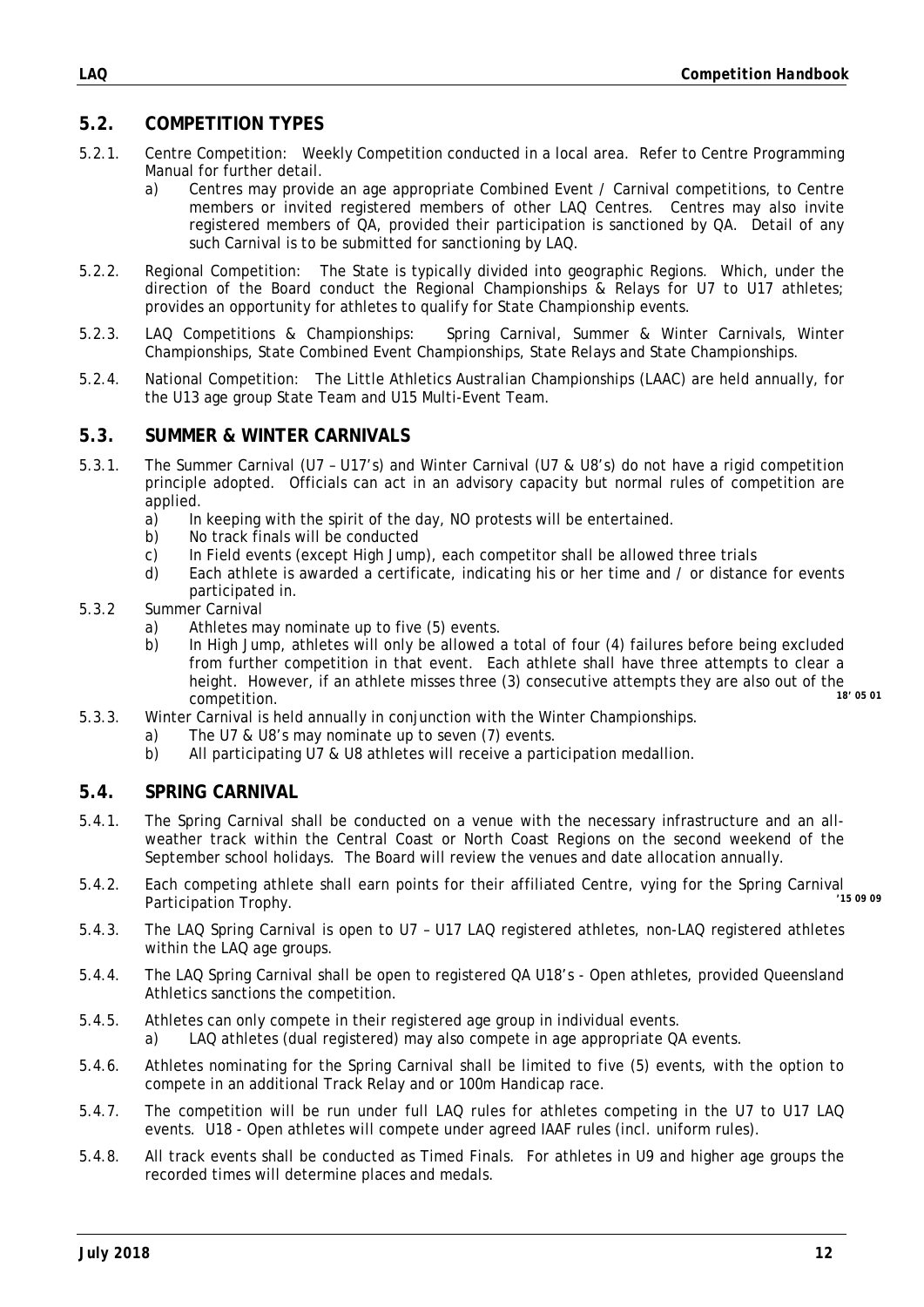## 5.2. COMPETITION TYPES

5.2.1. Centre Competition: Weekly Competition conducted in a local area. Refer to Centre Programming Manual for further detail.

a) Centres may provide an age appropriate Combined Event / Carnival competitions, to Centre members or invited registered members of other LAQ Centres. Centres may also invite registered members of QA, provided their participation is sanctioned by QA. Detail of any such Carnival is to be submitted for sanctioning by LAQ.

5.2.2. Regional Competition: The State is typically divided into geographic Regions. Which, under the direction of the Board conduct the Regional Championships & Relays for U7 to U17 athletes; provides an opportunity for athletes to qualify for State Championship events.

5.2.3. LAQ Competitions & Championships: Spring Carnival, Summer & Winter Carnivals, Winter Championships, State Combined Event Championships, State Relays and State Championships.

5.2.4. National Competition: The Little Athletics Australian Championships (LAAC) are held annually, for the U13 age group State Team and U15 Multi-Event Team.

## 5.3. SUMMER & WINTER CARNIVALS

5.3.1. The Summer Carnival (U7 – U17's) and Winter Carnival (U7 & U8's) do not have a rigid competition principle adopted. Officials can act in an advisory capacity but normal rules of competition are applied.

a) In keeping with the spirit of the day, NO protests will be entertained.
b) No track finals will be conducted
c) In Field events (except High Jump), each competitor shall be allowed three trials
d) Each athlete is awarded a certificate, indicating his or her time and / or distance for events participated in.

5.3.2 Summer Carnival

a) Athletes may nominate up to five (5) events.
b) In High Jump, athletes will only be allowed a total of four (4) failures before being excluded from further competition in that event. Each athlete shall have three attempts to clear a height. However, if an athlete misses three (3) consecutive attempts they are also out of the competition. *18' 05 01*

5.3.3. Winter Carnival is held annually in conjunction with the Winter Championships.

a) The U7 & U8's may nominate up to seven (7) events.
b) All participating U7 & U8 athletes will receive a participation medallion.

## 5.4. SPRING CARNIVAL

5.4.1. The Spring Carnival shall be conducted on a venue with the necessary infrastructure and an all-weather track within the Central Coast or North Coast Regions on the second weekend of the September school holidays. The Board will review the venues and date allocation annually.

5.4.2. Each competing athlete shall earn points for their affiliated Centre, vying for the Spring Carnival Participation Trophy. *'15 09 09*

5.4.3. The LAQ Spring Carnival is open to U7 – U17 LAQ registered athletes, non-LAQ registered athletes within the LAQ age groups.

5.4.4. The LAQ Spring Carnival shall be open to registered QA U18's - Open athletes, provided Queensland Athletics sanctions the competition.

5.4.5. Athletes can only compete in their registered age group in individual events.

a) LAQ athletes (dual registered) may also compete in age appropriate QA events.

5.4.6. Athletes nominating for the Spring Carnival shall be limited to five (5) events, with the option to compete in an additional Track Relay and or 100m Handicap race.

5.4.7. The competition will be run under full LAQ rules for athletes competing in the U7 to U17 LAQ events. U18 - Open athletes will compete under agreed IAAF rules (incl. uniform rules).

5.4.8. All track events shall be conducted as Timed Finals. For athletes in U9 and higher age groups the recorded times will determine places and medals.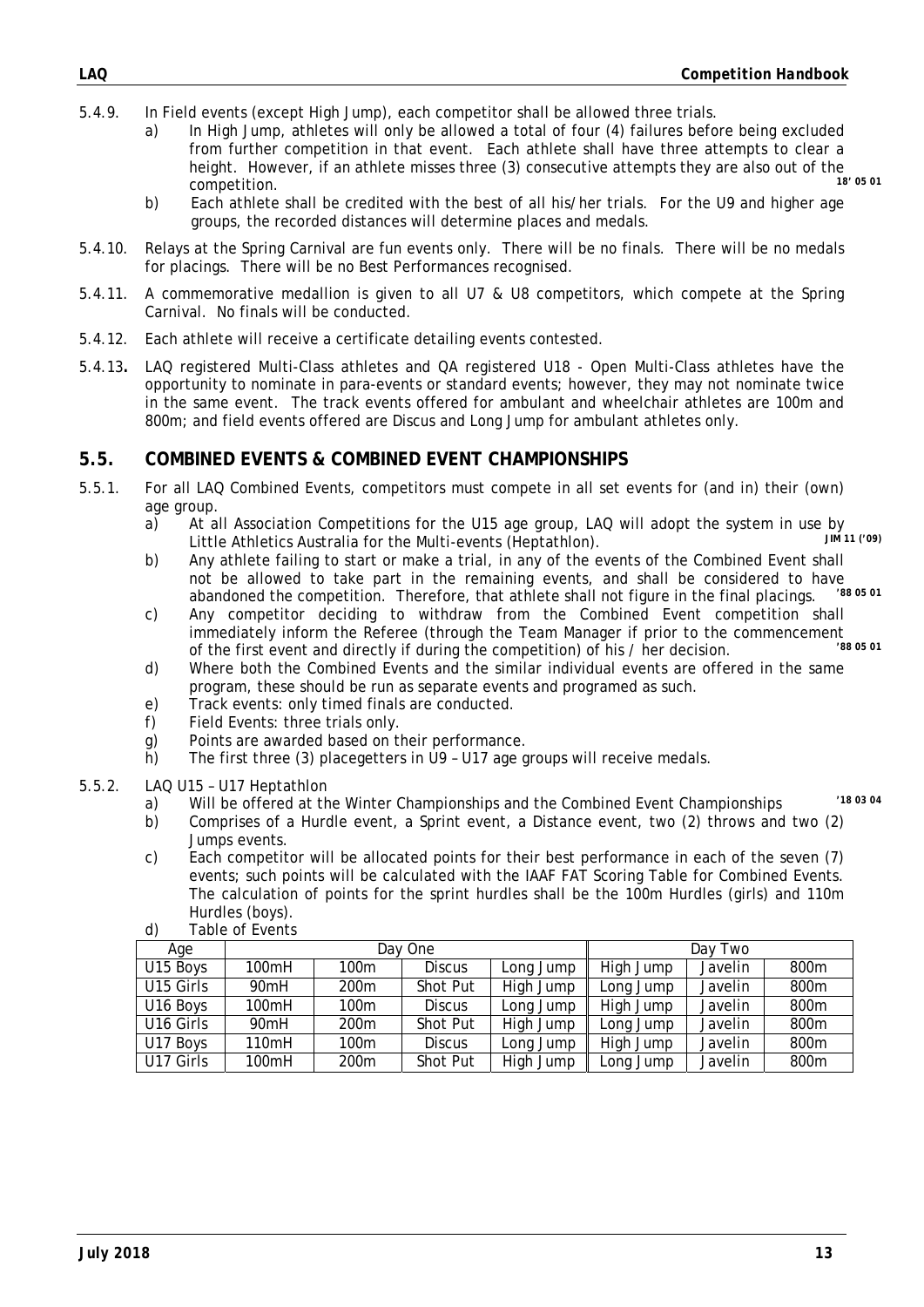5.4.9. In Field events (except High Jump), each competitor shall be allowed three trials.

a) In High Jump, athletes will only be allowed a total of four (4) failures before being excluded from further competition in that event. Each athlete shall have three attempts to clear a height. However, if an athlete misses three (3) consecutive attempts they are also out of the competition. **18' 05 01**

b) Each athlete shall be credited with the best of all his/her trials. For the U9 and higher age groups, the recorded distances will determine places and medals.

5.4.10. Relays at the Spring Carnival are fun events only. There will be no finals. There will be no medals for placings. There will be no Best Performances recognised.

5.4.11. A commemorative medallion is given to all U7 & U8 competitors, which compete at the Spring Carnival. No finals will be conducted.

5.4.12. Each athlete will receive a certificate detailing events contested.

5.4.13**.** LAQ registered Multi-Class athletes and QA registered U18 - Open Multi-Class athletes have the opportunity to nominate in para-events or standard events; however, they may not nominate twice in the same event. The track events offered for ambulant and wheelchair athletes are 100m and 800m; and field events offered are Discus and Long Jump for ambulant athletes only.

## 5.5. COMBINED EVENTS & COMBINED EVENT CHAMPIONSHIPS

5.5.1. For all LAQ Combined Events, competitors must compete in all set events for (and in) their (own) age group.

a) At all Association Competitions for the U15 age group, LAQ will adopt the system in use by Little Athletics Australia for the Multi-events (Heptathlon). **JIM 11 ('09)**

b) Any athlete failing to start or make a trial, in any of the events of the Combined Event shall not be allowed to take part in the remaining events, and shall be considered to have abandoned the competition. Therefore, that athlete shall not figure in the final placings. **'88 05 01**

c) Any competitor deciding to withdraw from the Combined Event competition shall immediately inform the Referee (through the Team Manager if prior to the commencement of the first event and directly if during the competition) of his / her decision. **'88 05 01**

d) Where both the Combined Events and the similar individual events are offered in the same program, these should be run as separate events and programed as such.

e) Track events: only timed finals are conducted.

f) Field Events: three trials only.

g) Points are awarded based on their performance.

h) The first three (3) placegetters in U9 – U17 age groups will receive medals.

5.5.2. LAQ U15 – U17 Heptathlon

a) Will be offered at the Winter Championships and the Combined Event Championships **'18 03 04**

b) Comprises of a Hurdle event, a Sprint event, a Distance event, two (2) throws and two (2) Jumps events.

c) Each competitor will be allocated points for their best performance in each of the seven (7) events; such points will be calculated with the IAAF FAT Scoring Table for Combined Events. The calculation of points for the sprint hurdles shall be the 100m Hurdles (girls) and 110m Hurdles (boys).

d) Table of Events

| Age | Day One | | | | Day Two | | |
|---|---|---|---|---|---|---|---|
| U15 Boys | 100mH | 100m | Discus | Long Jump | High Jump | Javelin | 800m |
| U15 Girls | 90mH | 200m | Shot Put | High Jump | Long Jump | Javelin | 800m |
| U16 Boys | 100mH | 100m | Discus | Long Jump | High Jump | Javelin | 800m |
| U16 Girls | 90mH | 200m | Shot Put | High Jump | Long Jump | Javelin | 800m |
| U17 Boys | 110mH | 100m | Discus | Long Jump | High Jump | Javelin | 800m |
| U17 Girls | 100mH | 200m | Shot Put | High Jump | Long Jump | Javelin | 800m |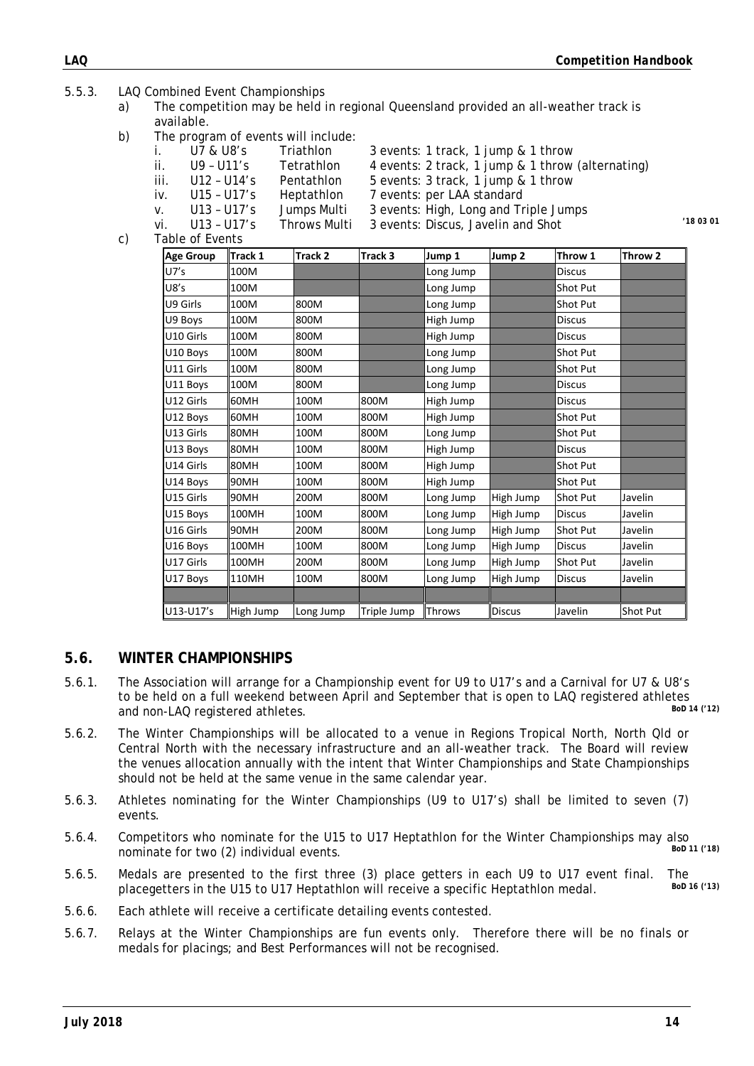5.5.3. LAQ Combined Event Championships

a) The competition may be held in regional Queensland provided an all-weather track is available.

b) The program of events will include:

  i. U7 & U8's Triathlon 3 events: 1 track, 1 jump & 1 throw
  ii. U9 – U11's Tetrathlon 4 events: 2 track, 1 jump & 1 throw (alternating)
  iii. U12 – U14's Pentathlon 5 events: 3 track, 1 jump & 1 throw
  iv. U15 – U17's Heptathlon 7 events: per LAA standard
  v. U13 – U17's Jumps Multi 3 events: High, Long and Triple Jumps
  vi. U13 – U17's Throws Multi 3 events: Discus, Javelin and Shot '18 03 01

c) Table of Events

| Age Group | Track 1 | Track 2 | Track 3 | Jump 1 | Jump 2 | Throw 1 | Throw 2 |
|---|---|---|---|---|---|---|---|
| U7's | 100M | | | Long Jump | | Discus | |
| U8's | 100M | | | Long Jump | | Shot Put | |
| U9 Girls | 100M | 800M | | Long Jump | | Shot Put | |
| U9 Boys | 100M | 800M | | High Jump | | Discus | |
| U10 Girls | 100M | 800M | | High Jump | | Discus | |
| U10 Boys | 100M | 800M | | Long Jump | | Shot Put | |
| U11 Girls | 100M | 800M | | Long Jump | | Shot Put | |
| U11 Boys | 100M | 800M | | Long Jump | | Discus | |
| U12 Girls | 60MH | 100M | 800M | High Jump | | Discus | |
| U12 Boys | 60MH | 100M | 800M | High Jump | | Shot Put | |
| U13 Girls | 80MH | 100M | 800M | Long Jump | | Shot Put | |
| U13 Boys | 80MH | 100M | 800M | High Jump | | Discus | |
| U14 Girls | 80MH | 100M | 800M | High Jump | | Shot Put | |
| U14 Boys | 90MH | 100M | 800M | High Jump | | Shot Put | |
| U15 Girls | 90MH | 200M | 800M | Long Jump | High Jump | Shot Put | Javelin |
| U15 Boys | 100MH | 100M | 800M | Long Jump | High Jump | Discus | Javelin |
| U16 Girls | 90MH | 200M | 800M | Long Jump | High Jump | Shot Put | Javelin |
| U16 Boys | 100MH | 100M | 800M | Long Jump | High Jump | Discus | Javelin |
| U17 Girls | 100MH | 200M | 800M | Long Jump | High Jump | Shot Put | Javelin |
| U17 Boys | 110MH | 100M | 800M | Long Jump | High Jump | Discus | Javelin |
| | | | | | | | |
| U13-U17's | High Jump | Long Jump | Triple Jump | Throws | Discus | Javelin | Shot Put |

## 5.6. WINTER CHAMPIONSHIPS

5.6.1. The Association will arrange for a Championship event for U9 to U17's and a Carnival for U7 & U8's to be held on a full weekend between April and September that is open to LAQ registered athletes and non-LAQ registered athletes. BoD 14 ('12)

5.6.2. The Winter Championships will be allocated to a venue in Regions Tropical North, North Qld or Central North with the necessary infrastructure and an all-weather track. The Board will review the venues allocation annually with the intent that Winter Championships and State Championships should not be held at the same venue in the same calendar year.

5.6.3. Athletes nominating for the Winter Championships (U9 to U17's) shall be limited to seven (7) events.

5.6.4. Competitors who nominate for the U15 to U17 Heptathlon for the Winter Championships may also nominate for two (2) individual events. BoD 11 ('18)

5.6.5. Medals are presented to the first three (3) place getters in each U9 to U17 event final. The placegetters in the U15 to U17 Heptathlon will receive a specific Heptathlon medal. BoD 16 ('13)

5.6.6. Each athlete will receive a certificate detailing events contested.

5.6.7. Relays at the Winter Championships are fun events only. Therefore there will be no finals or medals for placings; and Best Performances will not be recognised.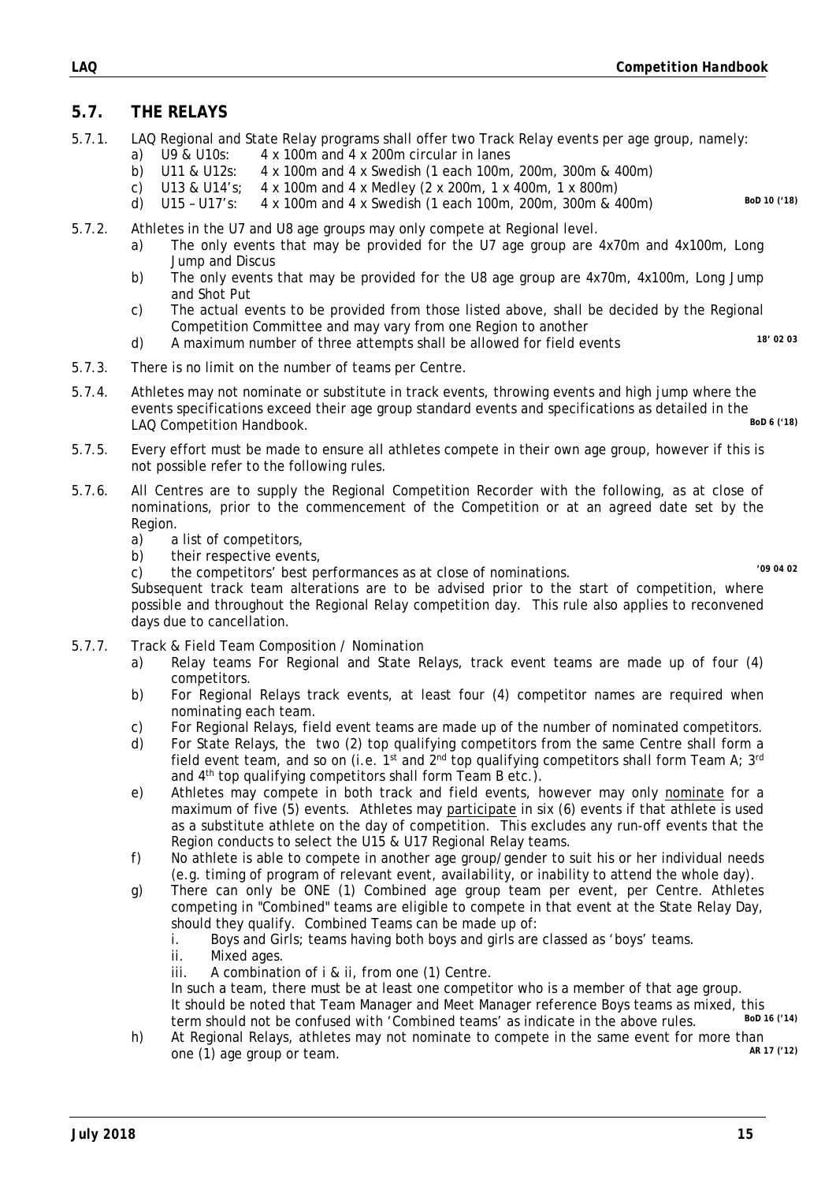## 5.7. THE RELAYS

5.7.1. LAQ Regional and State Relay programs shall offer two Track Relay events per age group, namely:

a) U9 & U10s: 4 x 100m and 4 x 200m circular in lanes
b) U11 & U12s: 4 x 100m and 4 x Swedish (1 each 100m, 200m, 300m & 400m)
c) U13 & U14's; 4 x 100m and 4 x Medley (2 x 200m, 1 x 400m, 1 x 800m)
d) U15 – U17's: 4 x 100m and 4 x Swedish (1 each 100m, 200m, 300m & 400m) **BoD 10 ('18)**

5.7.2. Athletes in the U7 and U8 age groups may only compete at Regional level.

a) The only events that may be provided for the U7 age group are 4x70m and 4x100m, Long Jump and Discus
b) The only events that may be provided for the U8 age group are 4x70m, 4x100m, Long Jump and Shot Put
c) The actual events to be provided from those listed above, shall be decided by the Regional Competition Committee and may vary from one Region to another
d) A maximum number of three attempts shall be allowed for field events **18' 02 03**

5.7.3. There is no limit on the number of teams per Centre.

5.7.4. Athletes may not nominate or substitute in track events, throwing events and high jump where the events specifications exceed their age group standard events and specifications as detailed in the LAQ Competition Handbook. **BoD 6 ('18)**

5.7.5. Every effort must be made to ensure all athletes compete in their own age group, however if this is not possible refer to the following rules.

5.7.6. All Centres are to supply the Regional Competition Recorder with the following, as at close of nominations, prior to the commencement of the Competition or at an agreed date set by the Region.

a) a list of competitors,
b) their respective events,
c) the competitors' best performances as at close of nominations. **'09 04 02**

Subsequent track team alterations are to be advised prior to the start of competition, where possible and throughout the Regional Relay competition day. This rule also applies to reconvened days due to cancellation.

5.7.7. Track & Field Team Composition / Nomination

a) Relay teams For Regional and State Relays, track event teams are made up of four (4) competitors.
b) For Regional Relays track events, at least four (4) competitor names are required when nominating each team.
c) For Regional Relays, field event teams are made up of the number of nominated competitors.
d) For State Relays, the two (2) top qualifying competitors from the same Centre shall form a field event team, and so on (i.e. 1st and 2nd top qualifying competitors shall form Team A; 3rd and 4th top qualifying competitors shall form Team B etc.).
e) Athletes may compete in both track and field events, however may only nominate for a maximum of five (5) events. Athletes may participate in six (6) events if that athlete is used as a substitute athlete on the day of competition. This excludes any run-off events that the Region conducts to select the U15 & U17 Regional Relay teams.
f) No athlete is able to compete in another age group/gender to suit his or her individual needs (e.g. timing of program of relevant event, availability, or inability to attend the whole day).
g) There can only be ONE (1) Combined age group team per event, per Centre. Athletes competing in "Combined" teams are eligible to compete in that event at the State Relay Day, should they qualify. Combined Teams can be made up of:
   i. Boys and Girls; teams having both boys and girls are classed as 'boys' teams.
   ii. Mixed ages.
   iii. A combination of i & ii, from one (1) Centre.

   In such a team, there must be at least one competitor who is a member of that age group.
   It should be noted that Team Manager and Meet Manager reference Boys teams as mixed, this term should not be confused with 'Combined teams' as indicate in the above rules. **BoD 16 ('14)**
h) At Regional Relays, athletes may not nominate to compete in the same event for more than one (1) age group or team. **AR 17 ('12)**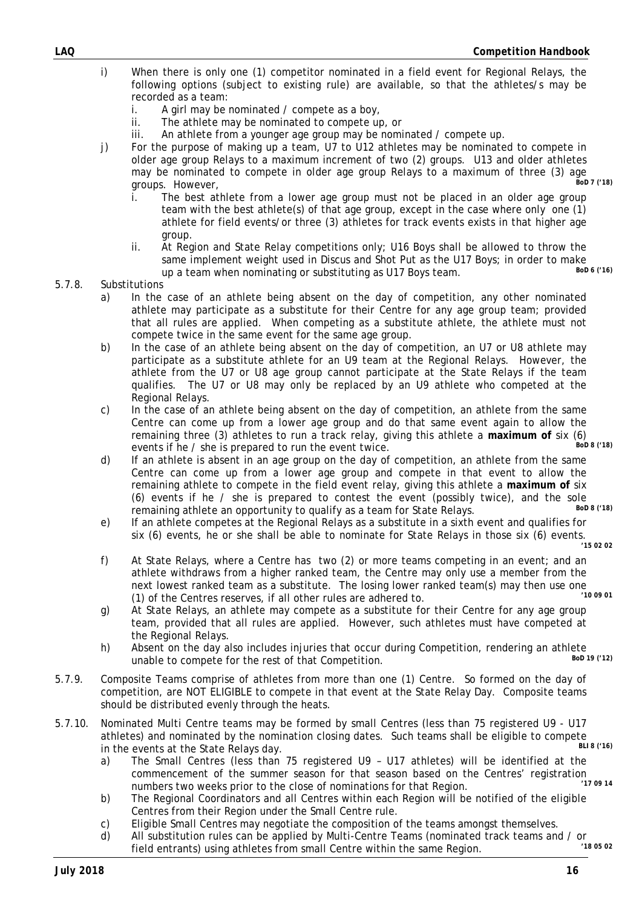i) When there is only one (1) competitor nominated in a field event for Regional Relays, the following options (subject to existing rule) are available, so that the athletes/s may be recorded as a team:
   i. A girl may be nominated / compete as a boy,
   ii. The athlete may be nominated to compete up, or
   iii. An athlete from a younger age group may be nominated / compete up.

j) For the purpose of making up a team, U7 to U12 athletes may be nominated to compete in older age group Relays to a maximum increment of two (2) groups. U13 and older athletes may be nominated to compete in older age group Relays to a maximum of three (3) age groups. However, **BoD 7 ('18)**
   i. The best athlete from a lower age group must not be placed in an older age group team with the best athlete(s) of that age group, except in the case where only one (1) athlete for field events/or three (3) athletes for track events exists in that higher age group.
   ii. At Region and State Relay competitions only; U16 Boys shall be allowed to throw the same implement weight used in Discus and Shot Put as the U17 Boys; in order to make up a team when nominating or substituting as U17 Boys team. **BoD 6 ('16)**

5.7.8. Substitutions

a) In the case of an athlete being absent on the day of competition, any other nominated athlete may participate as a substitute for their Centre for any age group team; provided that all rules are applied. When competing as a substitute athlete, the athlete must not compete twice in the same event for the same age group.

b) In the case of an athlete being absent on the day of competition, an U7 or U8 athlete may participate as a substitute athlete for an U9 team at the Regional Relays. However, the athlete from the U7 or U8 age group cannot participate at the State Relays if the team qualifies. The U7 or U8 may only be replaced by an U9 athlete who competed at the Regional Relays.

c) In the case of an athlete being absent on the day of competition, an athlete from the same Centre can come up from a lower age group and do that same event again to allow the remaining three (3) athletes to run a track relay, giving this athlete a **maximum of** six (6) events if he / she is prepared to run the event twice. **BoD 8 ('18)**

d) If an athlete is absent in an age group on the day of competition, an athlete from the same Centre can come up from a lower age group and compete in that event to allow the remaining athlete to compete in the field event relay, giving this athlete a **maximum of** six (6) events if he / she is prepared to contest the event (possibly twice), and the sole remaining athlete an opportunity to qualify as a team for State Relays. **BoD 8 ('18)**

e) If an athlete competes at the Regional Relays as a substitute in a sixth event and qualifies for six (6) events, he or she shall be able to nominate for State Relays in those six (6) events. **'15 02 02**

f) At State Relays, where a Centre has two (2) or more teams competing in an event; and an athlete withdraws from a higher ranked team, the Centre may only use a member from the next lowest ranked team as a substitute. The losing lower ranked team(s) may then use one (1) of the Centres reserves, if all other rules are adhered to. **'10 09 01**

g) At State Relays, an athlete may compete as a substitute for their Centre for any age group team, provided that all rules are applied. However, such athletes must have competed at the Regional Relays.

h) Absent on the day also includes injuries that occur during Competition, rendering an athlete unable to compete for the rest of that Competition. **BoD 19 ('12)**

5.7.9. Composite Teams comprise of athletes from more than one (1) Centre. So formed on the day of competition, are NOT ELIGIBLE to compete in that event at the State Relay Day. Composite teams should be distributed evenly through the heats.

5.7.10. Nominated Multi Centre teams may be formed by small Centres (less than 75 registered U9 - U17 athletes) and nominated by the nomination closing dates. Such teams shall be eligible to compete in the events at the State Relays day. **BLI 8 ('16)**

a) The Small Centres (less than 75 registered U9 – U17 athletes) will be identified at the commencement of the summer season for that season based on the Centres' registration numbers two weeks prior to the close of nominations for that Region. **'17 09 14**

b) The Regional Coordinators and all Centres within each Region will be notified of the eligible Centres from their Region under the Small Centre rule.

c) Eligible Small Centres may negotiate the composition of the teams amongst themselves.

d) All substitution rules can be applied by Multi-Centre Teams (nominated track teams and / or field entrants) using athletes from small Centre within the same Region. **'18 05 02**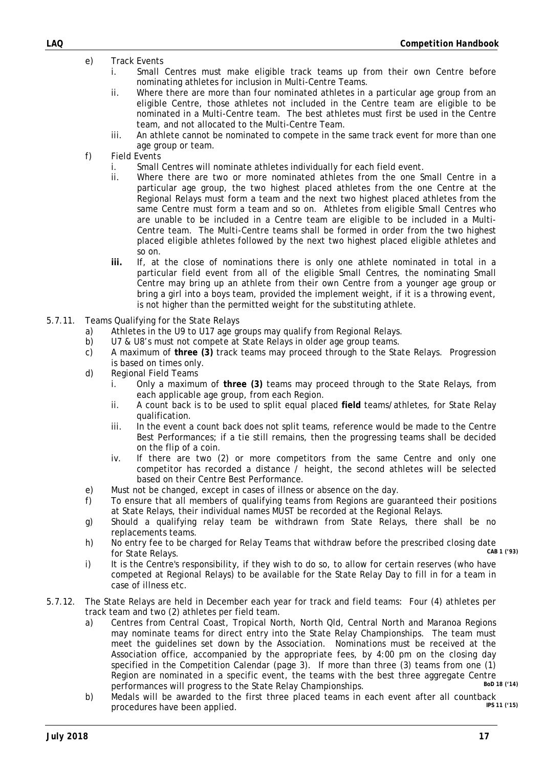- e) Track Events
  - i. Small Centres must make eligible track teams up from their own Centre before nominating athletes for inclusion in Multi-Centre Teams.
  - ii. Where there are more than four nominated athletes in a particular age group from an eligible Centre, those athletes not included in the Centre team are eligible to be nominated in a Multi-Centre team. The best athletes must first be used in the Centre team, and not allocated to the Multi-Centre Team.
  - iii. An athlete cannot be nominated to compete in the same track event for more than one age group or team.
- f) Field Events
  - i. Small Centres will nominate athletes individually for each field event.
  - ii. Where there are two or more nominated athletes from the one Small Centre in a particular age group, the two highest placed athletes from the one Centre at the Regional Relays must form a team and the next two highest placed athletes from the same Centre must form a team and so on. Athletes from eligible Small Centres who are unable to be included in a Centre team are eligible to be included in a Multi-Centre team. The Multi-Centre teams shall be formed in order from the two highest placed eligible athletes followed by the next two highest placed eligible athletes and so on.
  - **iii.** If, at the close of nominations there is only one athlete nominated in total in a particular field event from all of the eligible Small Centres, the nominating Small Centre may bring up an athlete from their own Centre from a younger age group or bring a girl into a boys team, provided the implement weight, if it is a throwing event, is not higher than the permitted weight for the substituting athlete.

5.7.11. Teams Qualifying for the State Relays

- a) Athletes in the U9 to U17 age groups may qualify from Regional Relays.
- b) U7 & U8's must not compete at State Relays in older age group teams.
- c) A maximum of **three (3)** track teams may proceed through to the State Relays. Progression is based on times only.
- d) Regional Field Teams
  - i. Only a maximum of **three (3)** teams may proceed through to the State Relays, from each applicable age group, from each Region.
  - ii. A count back is to be used to split equal placed **field** teams/athletes, for State Relay qualification.
  - iii. In the event a count back does not split teams, reference would be made to the Centre Best Performances; if a tie still remains, then the progressing teams shall be decided on the flip of a coin.
  - iv. If there are two (2) or more competitors from the same Centre and only one competitor has recorded a distance / height, the second athletes will be selected based on their Centre Best Performance.
- e) Must not be changed, except in cases of illness or absence on the day.
- f) To ensure that all members of qualifying teams from Regions are guaranteed their positions at State Relays, their individual names MUST be recorded at the Regional Relays.
- g) Should a qualifying relay team be withdrawn from State Relays, there shall be no replacements teams.
- h) No entry fee to be charged for Relay Teams that withdraw before the prescribed closing date for State Relays. **CAB 1 ('93)**
- i) It is the Centre's responsibility, if they wish to do so, to allow for certain reserves (who have competed at Regional Relays) to be available for the State Relay Day to fill in for a team in case of illness etc.

5.7.12. The State Relays are held in December each year for track and field teams: Four (4) athletes per track team and two (2) athletes per field team.

- a) Centres from Central Coast, Tropical North, North Qld, Central North and Maranoa Regions may nominate teams for direct entry into the State Relay Championships. The team must meet the guidelines set down by the Association. Nominations must be received at the Association office, accompanied by the appropriate fees, by 4:00 pm on the closing day specified in the Competition Calendar (page 3). If more than three (3) teams from one (1) Region are nominated in a specific event, the teams with the best three aggregate Centre performances will progress to the State Relay Championships. **BoD 18 ('14)**
- b) Medals will be awarded to the first three placed teams in each event after all countback procedures have been applied. **IPS 11 ('15)**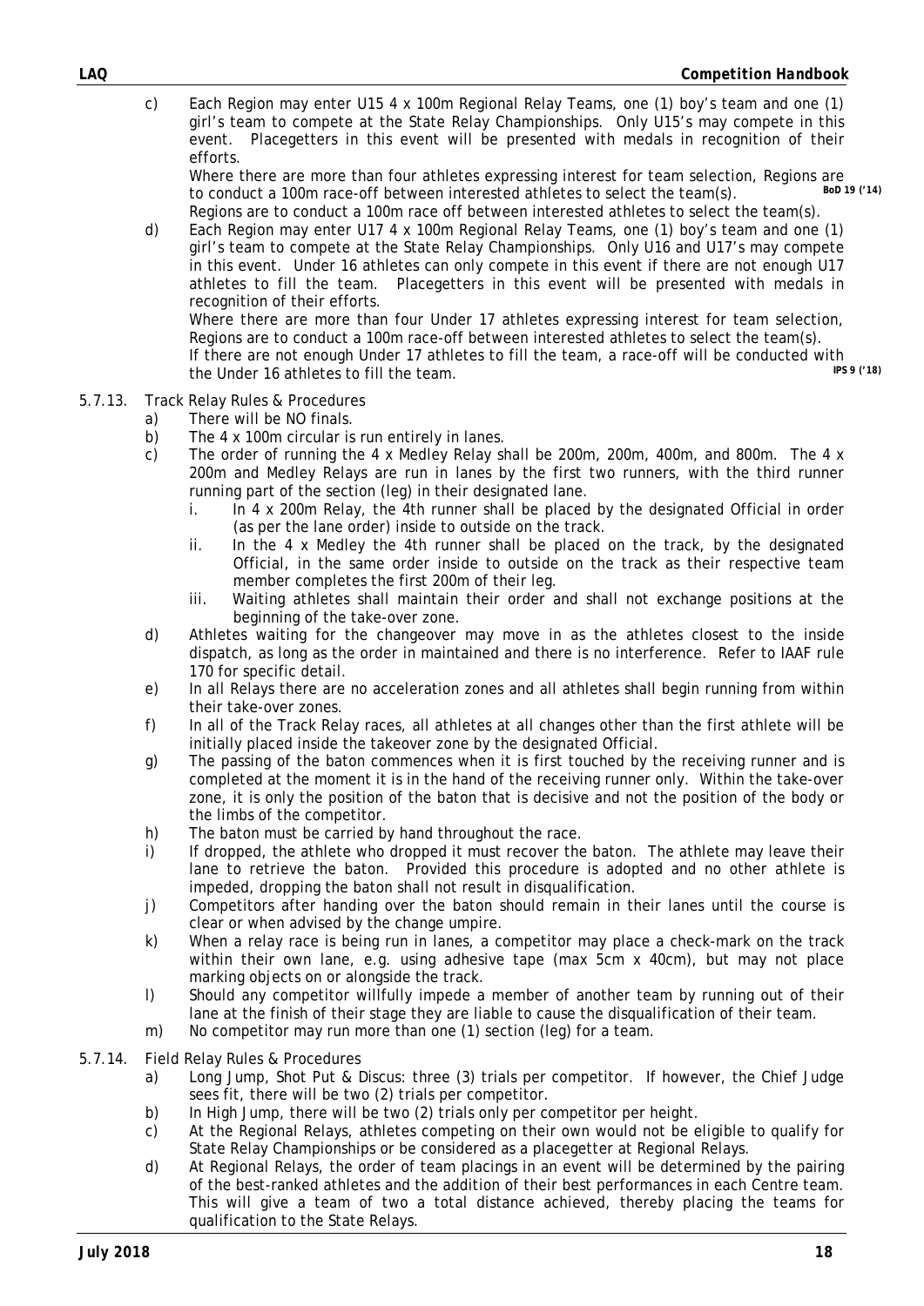c) Each Region may enter U15 4 x 100m Regional Relay Teams, one (1) boy's team and one (1) girl's team to compete at the State Relay Championships. Only U15's may compete in this event. Placegetters in this event will be presented with medals in recognition of their efforts.
   Where there are more than four athletes expressing interest for team selection, Regions are to conduct a 100m race-off between interested athletes to select the team(s). **BoD 19 ('14)**
   Regions are to conduct a 100m race off between interested athletes to select the team(s).

d) Each Region may enter U17 4 x 100m Regional Relay Teams, one (1) boy's team and one (1) girl's team to compete at the State Relay Championships. Only U16 and U17's may compete in this event. Under 16 athletes can only compete in this event if there are not enough U17 athletes to fill the team. Placegetters in this event will be presented with medals in recognition of their efforts.
   Where there are more than four Under 17 athletes expressing interest for team selection, Regions are to conduct a 100m race-off between interested athletes to select the team(s).
   If there are not enough Under 17 athletes to fill the team, a race-off will be conducted with the Under 16 athletes to fill the team. **IPS 9 ('18)**

5.7.13. Track Relay Rules & Procedures

a) There will be NO finals.
b) The 4 x 100m circular is run entirely in lanes.
c) The order of running the 4 x Medley Relay shall be 200m, 200m, 400m, and 800m. The 4 x 200m and Medley Relays are run in lanes by the first two runners, with the third runner running part of the section (leg) in their designated lane.
   i. In 4 x 200m Relay, the 4th runner shall be placed by the designated Official in order (as per the lane order) inside to outside on the track.
   ii. In the 4 x Medley the 4th runner shall be placed on the track, by the designated Official, in the same order inside to outside on the track as their respective team member completes the first 200m of their leg.
   iii. Waiting athletes shall maintain their order and shall not exchange positions at the beginning of the take-over zone.
d) Athletes waiting for the changeover may move in as the athletes closest to the inside dispatch, as long as the order in maintained and there is no interference. Refer to IAAF rule 170 for specific detail.
e) In all Relays there are no acceleration zones and all athletes shall begin running from within their take-over zones.
f) In all of the Track Relay races, all athletes at all changes other than the first athlete will be initially placed inside the takeover zone by the designated Official.
g) The passing of the baton commences when it is first touched by the receiving runner and is completed at the moment it is in the hand of the receiving runner only. Within the take-over zone, it is only the position of the baton that is decisive and not the position of the body or the limbs of the competitor.
h) The baton must be carried by hand throughout the race.
i) If dropped, the athlete who dropped it must recover the baton. The athlete may leave their lane to retrieve the baton. Provided this procedure is adopted and no other athlete is impeded, dropping the baton shall not result in disqualification.
j) Competitors after handing over the baton should remain in their lanes until the course is clear or when advised by the change umpire.
k) When a relay race is being run in lanes, a competitor may place a check-mark on the track within their own lane, e.g. using adhesive tape (max 5cm x 40cm), but may not place marking objects on or alongside the track.
l) Should any competitor willfully impede a member of another team by running out of their lane at the finish of their stage they are liable to cause the disqualification of their team.
m) No competitor may run more than one (1) section (leg) for a team.

5.7.14. Field Relay Rules & Procedures

a) Long Jump, Shot Put & Discus: three (3) trials per competitor. If however, the Chief Judge sees fit, there will be two (2) trials per competitor.
b) In High Jump, there will be two (2) trials only per competitor per height.
c) At the Regional Relays, athletes competing on their own would not be eligible to qualify for State Relay Championships or be considered as a placegetter at Regional Relays.
d) At Regional Relays, the order of team placings in an event will be determined by the pairing of the best-ranked athletes and the addition of their best performances in each Centre team. This will give a team of two a total distance achieved, thereby placing the teams for qualification to the State Relays.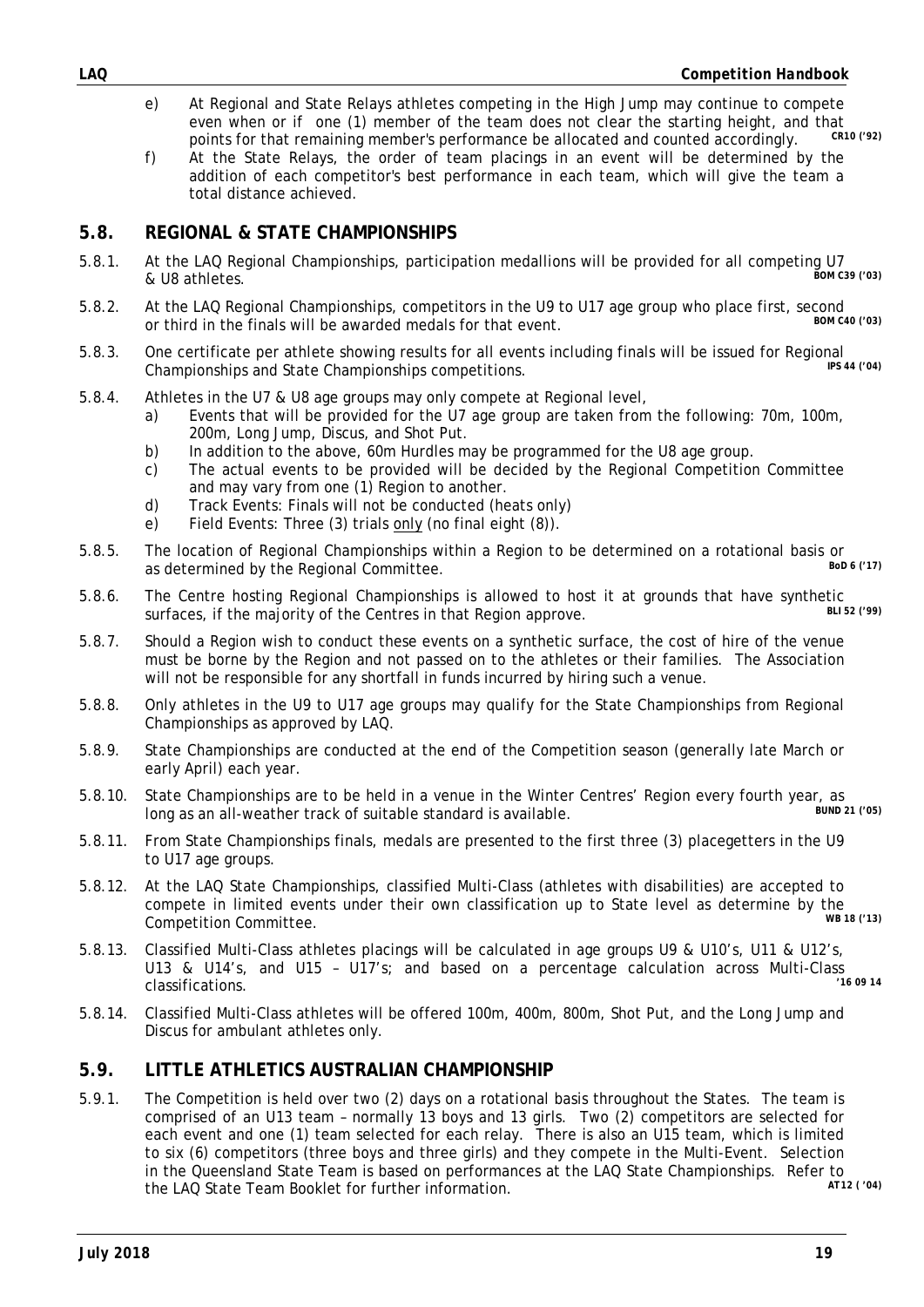e) At Regional and State Relays athletes competing in the High Jump may continue to compete even when or if one (1) member of the team does not clear the starting height, and that points for that remaining member's performance be allocated and counted accordingly. **CR10 ('92)**

f) At the State Relays, the order of team placings in an event will be determined by the addition of each competitor's best performance in each team, which will give the team a total distance achieved.

## 5.8. REGIONAL & STATE CHAMPIONSHIPS

5.8.1. At the LAQ Regional Championships, participation medallions will be provided for all competing U7 & U8 athletes. **BOM C39 ('03)**

5.8.2. At the LAQ Regional Championships, competitors in the U9 to U17 age group who place first, second or third in the finals will be awarded medals for that event. **BOM C40 ('03)**

5.8.3. One certificate per athlete showing results for all events including finals will be issued for Regional Championships and State Championships competitions. **IPS 44 ('04)**

5.8.4. Athletes in the U7 & U8 age groups may only compete at Regional level,

a) Events that will be provided for the U7 age group are taken from the following: 70m, 100m, 200m, Long Jump, Discus, and Shot Put.

b) In addition to the above, 60m Hurdles may be programmed for the U8 age group.

c) The actual events to be provided will be decided by the Regional Competition Committee and may vary from one (1) Region to another.

d) Track Events: Finals will not be conducted (heats only)

e) Field Events: Three (3) trials <u>only</u> (no final eight (8)).

5.8.5. The location of Regional Championships within a Region to be determined on a rotational basis or as determined by the Regional Committee. **BoD 6 ('17)**

5.8.6. The Centre hosting Regional Championships is allowed to host it at grounds that have synthetic surfaces, if the majority of the Centres in that Region approve. **BLI 52 ('99)**

5.8.7. Should a Region wish to conduct these events on a synthetic surface, the cost of hire of the venue must be borne by the Region and not passed on to the athletes or their families. The Association will not be responsible for any shortfall in funds incurred by hiring such a venue.

5.8.8. Only athletes in the U9 to U17 age groups may qualify for the State Championships from Regional Championships as approved by LAQ.

5.8.9. State Championships are conducted at the end of the Competition season (generally late March or early April) each year.

5.8.10. State Championships are to be held in a venue in the Winter Centres' Region every fourth year, as long as an all-weather track of suitable standard is available. **BUND 21 ('05)**

5.8.11. From State Championships finals, medals are presented to the first three (3) placegetters in the U9 to U17 age groups.

5.8.12. At the LAQ State Championships, classified Multi-Class (athletes with disabilities) are accepted to compete in limited events under their own classification up to State level as determine by the Competition Committee. **WB 18 ('13)**

5.8.13. Classified Multi-Class athletes placings will be calculated in age groups U9 & U10's, U11 & U12's, U13 & U14's, and U15 – U17's; and based on a percentage calculation across Multi-Class classifications. **'16 09 14**

5.8.14. Classified Multi-Class athletes will be offered 100m, 400m, 800m, Shot Put, and the Long Jump and Discus for ambulant athletes only.

## 5.9. LITTLE ATHLETICS AUSTRALIAN CHAMPIONSHIP

5.9.1. The Competition is held over two (2) days on a rotational basis throughout the States. The team is comprised of an U13 team – normally 13 boys and 13 girls. Two (2) competitors are selected for each event and one (1) team selected for each relay. There is also an U15 team, which is limited to six (6) competitors (three boys and three girls) and they compete in the Multi-Event. Selection in the Queensland State Team is based on performances at the LAQ State Championships. Refer to the LAQ State Team Booklet for further information. **AT12 ('04)**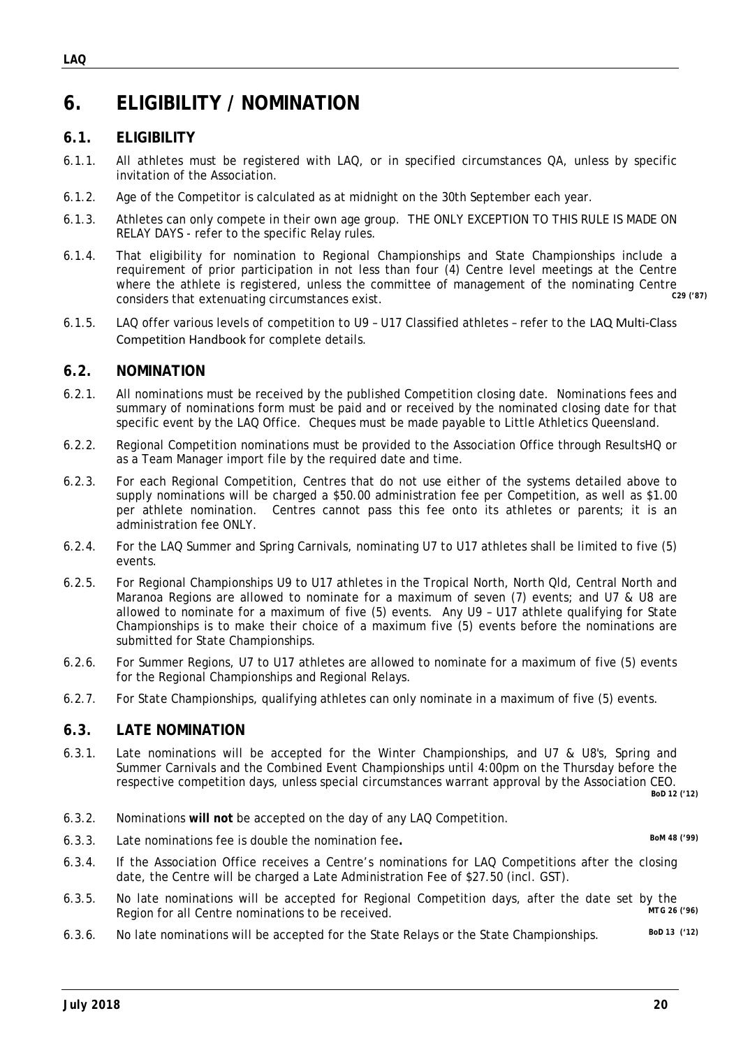# 6. ELIGIBILITY / NOMINATION

## 6.1. ELIGIBILITY

6.1.1. All athletes must be registered with LAQ, or in specified circumstances QA, unless by specific invitation of the Association.

6.1.2. Age of the Competitor is calculated as at midnight on the 30th September each year.

6.1.3. Athletes can only compete in their own age group. THE ONLY EXCEPTION TO THIS RULE IS MADE ON RELAY DAYS - refer to the specific Relay rules.

6.1.4. That eligibility for nomination to Regional Championships and State Championships include a requirement of prior participation in not less than four (4) Centre level meetings at the Centre where the athlete is registered, unless the committee of management of the nominating Centre considers that extenuating circumstances exist. **C29 ('87)**

6.1.5. LAQ offer various levels of competition to U9 – U17 Classified athletes – refer to the LAQ Multi-Class Competition Handbook for complete details.

## 6.2. NOMINATION

6.2.1. All nominations must be received by the published Competition closing date. Nominations fees and summary of nominations form must be paid and or received by the nominated closing date for that specific event by the LAQ Office. Cheques must be made payable to Little Athletics Queensland.

6.2.2. Regional Competition nominations must be provided to the Association Office through ResultsHQ or as a Team Manager import file by the required date and time.

6.2.3. For each Regional Competition, Centres that do not use either of the systems detailed above to supply nominations will be charged a $50.00 administration fee per Competition, as well as $1.00 per athlete nomination. Centres cannot pass this fee onto its athletes or parents; it is an administration fee ONLY.

6.2.4. For the LAQ Summer and Spring Carnivals, nominating U7 to U17 athletes shall be limited to five (5) events.

6.2.5. For Regional Championships U9 to U17 athletes in the Tropical North, North Qld, Central North and Maranoa Regions are allowed to nominate for a maximum of seven (7) events; and U7 & U8 are allowed to nominate for a maximum of five (5) events. Any U9 – U17 athlete qualifying for State Championships is to make their choice of a maximum five (5) events before the nominations are submitted for State Championships.

6.2.6. For Summer Regions, U7 to U17 athletes are allowed to nominate for a maximum of five (5) events for the Regional Championships and Regional Relays.

6.2.7. For State Championships, qualifying athletes can only nominate in a maximum of five (5) events.

## 6.3. LATE NOMINATION

6.3.1. Late nominations will be accepted for the Winter Championships, and U7 & U8's, Spring and Summer Carnivals and the Combined Event Championships until 4:00pm on the Thursday before the respective competition days, unless special circumstances warrant approval by the Association CEO. **BoD 12 ('12)**

6.3.2. Nominations **will not** be accepted on the day of any LAQ Competition.

6.3.3. Late nominations fee is double the nomination fee**.** **BoM 48 ('99)**

6.3.4. If the Association Office receives a Centre's nominations for LAQ Competitions after the closing date, the Centre will be charged a Late Administration Fee of $27.50 (incl. GST).

6.3.5. No late nominations will be accepted for Regional Competition days, after the date set by the Region for all Centre nominations to be received. **MTG 26 ('96)**

6.3.6. No late nominations will be accepted for the State Relays or the State Championships. **BoD 13 ('12)**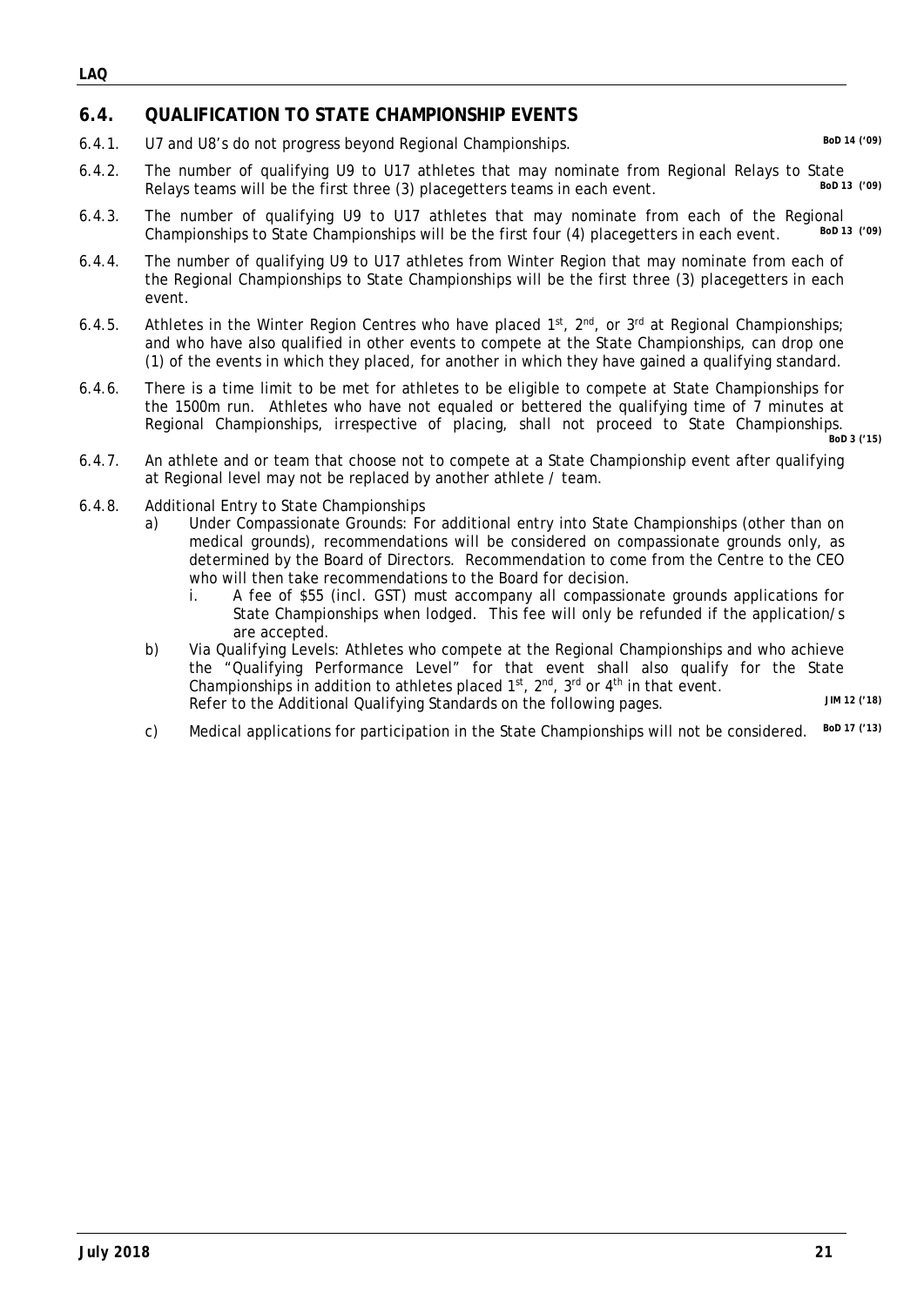## 6.4. QUALIFICATION TO STATE CHAMPIONSHIP EVENTS

6.4.1. U7 and U8's do not progress beyond Regional Championships. **BoD 14 ('09)**

6.4.2. The number of qualifying U9 to U17 athletes that may nominate from Regional Relays to State Relays teams will be the first three (3) placegetters teams in each event. **BoD 13 ('09)**

6.4.3. The number of qualifying U9 to U17 athletes that may nominate from each of the Regional Championships to State Championships will be the first four (4) placegetters in each event. **BoD 13 ('09)**

6.4.4. The number of qualifying U9 to U17 athletes from Winter Region that may nominate from each of the Regional Championships to State Championships will be the first three (3) placegetters in each event.

6.4.5. Athletes in the Winter Region Centres who have placed 1st, 2nd, or 3rd at Regional Championships; and who have also qualified in other events to compete at the State Championships, can drop one (1) of the events in which they placed, for another in which they have gained a qualifying standard.

6.4.6. There is a time limit to be met for athletes to be eligible to compete at State Championships for the 1500m run. Athletes who have not equaled or bettered the qualifying time of 7 minutes at Regional Championships, irrespective of placing, shall not proceed to State Championships. **BoD 3 ('15)**

6.4.7. An athlete and or team that choose not to compete at a State Championship event after qualifying at Regional level may not be replaced by another athlete / team.

6.4.8. Additional Entry to State Championships

- a) Under Compassionate Grounds: For additional entry into State Championships (other than on medical grounds), recommendations will be considered on compassionate grounds only, as determined by the Board of Directors. Recommendation to come from the Centre to the CEO who will then take recommendations to the Board for decision.
  - i. A fee of $55 (incl. GST) must accompany all compassionate grounds applications for State Championships when lodged. This fee will only be refunded if the application/s are accepted.
- b) Via Qualifying Levels: Athletes who compete at the Regional Championships and who achieve the "Qualifying Performance Level" for that event shall also qualify for the State Championships in addition to athletes placed 1st, 2nd, 3rd or 4th in that event.
  Refer to the Additional Qualifying Standards on the following pages. **JIM 12 ('18)**
- c) Medical applications for participation in the State Championships will not be considered. **BoD 17 ('13)**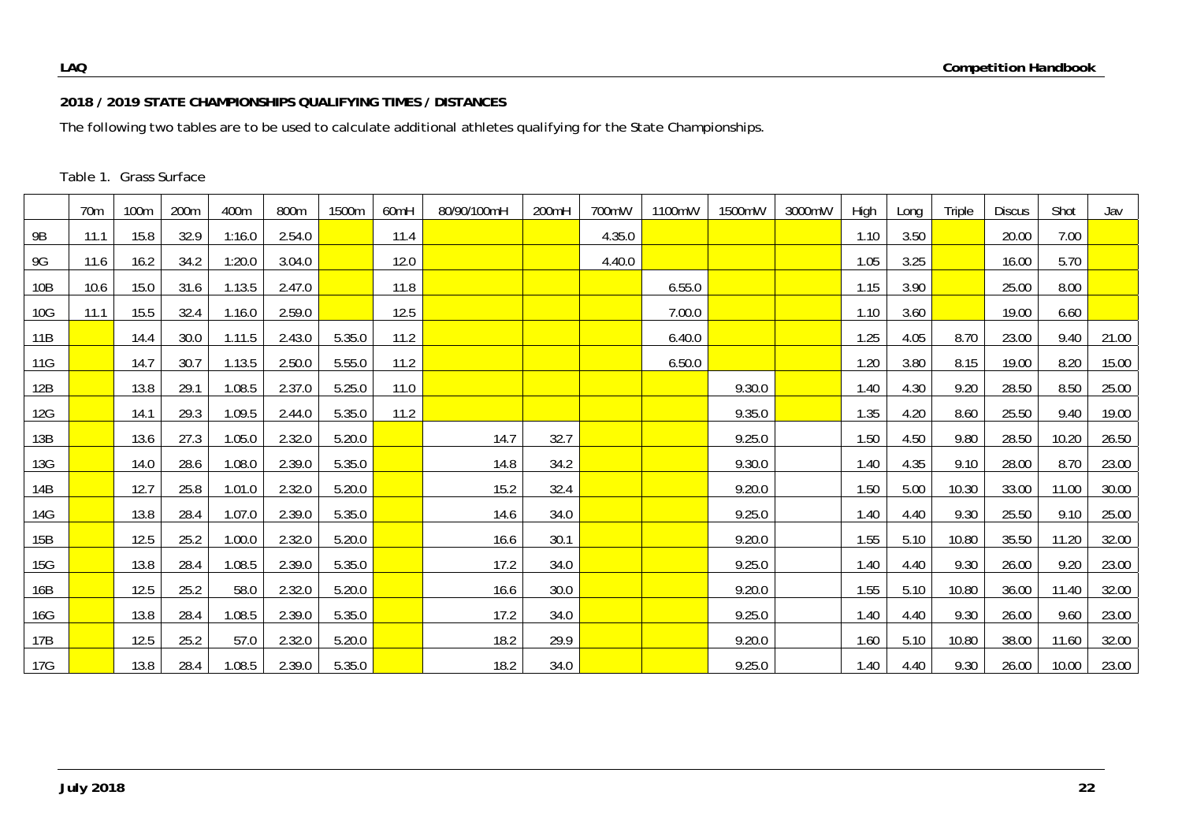**2018 / 2019 STATE CHAMPIONSHIPS QUALIFYING TIMES / DISTANCES**

The following two tables are to be used to calculate additional athletes qualifying for the State Championships.

Table 1. Grass Surface

| | 70m | 100m | 200m | 400m | 800m | 1500m | 60mH | 80/90/100mH | 200mH | 700mW | 1100mW | 1500mW | 3000mW | High | Long | Triple | Discus | Shot | Jav |
|---|---|---|---|---|---|---|---|---|---|---|---|---|---|---|---|---|---|---|---|
| 9B | 11.1 | 15.8 | 32.9 | 1:16.0 | 2.54.0 | | 11.4 | | | 4.35.0 | | | | 1.10 | 3.50 | | 20.00 | 7.00 | |
| 9G | 11.6 | 16.2 | 34.2 | 1:20.0 | 3.04.0 | | 12.0 | | | 4.40.0 | | | | 1.05 | 3.25 | | 16.00 | 5.70 | |
| 10B | 10.6 | 15.0 | 31.6 | 1.13.5 | 2.47.0 | | 11.8 | | | | 6.55.0 | | | 1.15 | 3.90 | | 25.00 | 8.00 | |
| 10G | 11.1 | 15.5 | 32.4 | 1.16.0 | 2.59.0 | | 12.5 | | | | 7.00.0 | | | 1.10 | 3.60 | | 19.00 | 6.60 | |
| 11B | | 14.4 | 30.0 | 1.11.5 | 2.43.0 | 5.35.0 | 11.2 | | | | 6.40.0 | | | 1.25 | 4.05 | 8.70 | 23.00 | 9.40 | 21.00 |
| 11G | | 14.7 | 30.7 | 1.13.5 | 2.50.0 | 5.55.0 | 11.2 | | | | 6.50.0 | | | 1.20 | 3.80 | 8.15 | 19.00 | 8.20 | 15.00 |
| 12B | | 13.8 | 29.1 | 1.08.5 | 2.37.0 | 5.25.0 | 11.0 | | | | | 9.30.0 | | 1.40 | 4.30 | 9.20 | 28.50 | 8.50 | 25.00 |
| 12G | | 14.1 | 29.3 | 1.09.5 | 2.44.0 | 5.35.0 | 11.2 | | | | | 9.35.0 | | 1.35 | 4.20 | 8.60 | 25.50 | 9.40 | 19.00 |
| 13B | | 13.6 | 27.3 | 1.05.0 | 2.32.0 | 5.20.0 | | 14.7 | 32.7 | | | 9.25.0 | | 1.50 | 4.50 | 9.80 | 28.50 | 10.20 | 26.50 |
| 13G | | 14.0 | 28.6 | 1.08.0 | 2.39.0 | 5.35.0 | | 14.8 | 34.2 | | | 9.30.0 | | 1.40 | 4.35 | 9.10 | 28.00 | 8.70 | 23.00 |
| 14B | | 12.7 | 25.8 | 1.01.0 | 2.32.0 | 5.20.0 | | 15.2 | 32.4 | | | 9.20.0 | | 1.50 | 5.00 | 10.30 | 33.00 | 11.00 | 30.00 |
| 14G | | 13.8 | 28.4 | 1.07.0 | 2.39.0 | 5.35.0 | | 14.6 | 34.0 | | | 9.25.0 | | 1.40 | 4.40 | 9.30 | 25.50 | 9.10 | 25.00 |
| 15B | | 12.5 | 25.2 | 1.00.0 | 2.32.0 | 5.20.0 | | 16.6 | 30.1 | | | 9.20.0 | | 1.55 | 5.10 | 10.80 | 35.50 | 11.20 | 32.00 |
| 15G | | 13.8 | 28.4 | 1.08.5 | 2.39.0 | 5.35.0 | | 17.2 | 34.0 | | | 9.25.0 | | 1.40 | 4.40 | 9.30 | 26.00 | 9.20 | 23.00 |
| 16B | | 12.5 | 25.2 | 58.0 | 2.32.0 | 5.20.0 | | 16.6 | 30.0 | | | 9.20.0 | | 1.55 | 5.10 | 10.80 | 36.00 | 11.40 | 32.00 |
| 16G | | 13.8 | 28.4 | 1.08.5 | 2.39.0 | 5.35.0 | | 17.2 | 34.0 | | | 9.25.0 | | 1.40 | 4.40 | 9.30 | 26.00 | 9.60 | 23.00 |
| 17B | | 12.5 | 25.2 | 57.0 | 2.32.0 | 5.20.0 | | 18.2 | 29.9 | | | 9.20.0 | | 1.60 | 5.10 | 10.80 | 38.00 | 11.60 | 32.00 |
| 17G | | 13.8 | 28.4 | 1.08.5 | 2.39.0 | 5.35.0 | | 18.2 | 34.0 | | | 9.25.0 | | 1.40 | 4.40 | 9.30 | 26.00 | 10.00 | 23.00 |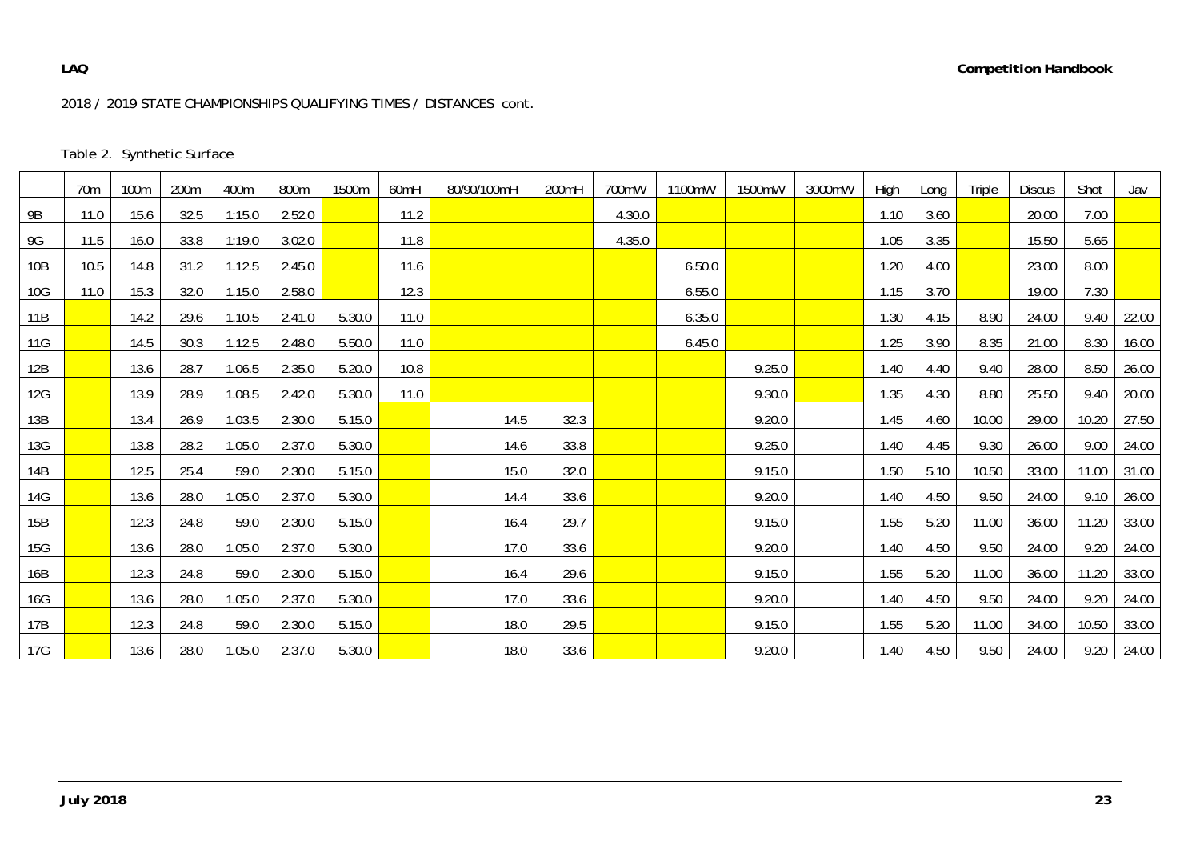2018 / 2019 STATE CHAMPIONSHIPS QUALIFYING TIMES / DISTANCES cont.

Table 2. Synthetic Surface

| | 70m | 100m | 200m | 400m | 800m | 1500m | 60mH | 80/90/100mH | 200mH | 700mW | 1100mW | 1500mW | 3000mW | High | Long | Triple | Discus | Shot | Jav |
|---|---|---|---|---|---|---|---|---|---|---|---|---|---|---|---|---|---|---|---|
| 9B | 11.0 | 15.6 | 32.5 | 1:15.0 | 2.52.0 | | 11.2 | | | 4.30.0 | | | | 1.10 | 3.60 | | 20.00 | 7.00 | |
| 9G | 11.5 | 16.0 | 33.8 | 1:19.0 | 3.02.0 | | 11.8 | | | 4.35.0 | | | | 1.05 | 3.35 | | 15.50 | 5.65 | |
| 10B | 10.5 | 14.8 | 31.2 | 1.12.5 | 2.45.0 | | 11.6 | | | | 6.50.0 | | | 1.20 | 4.00 | | 23.00 | 8.00 | |
| 10G | 11.0 | 15.3 | 32.0 | 1.15.0 | 2.58.0 | | 12.3 | | | | 6.55.0 | | | 1.15 | 3.70 | | 19.00 | 7.30 | |
| 11B | | 14.2 | 29.6 | 1.10.5 | 2.41.0 | 5.30.0 | 11.0 | | | | 6.35.0 | | | 1.30 | 4.15 | 8.90 | 24.00 | 9.40 | 22.00 |
| 11G | | 14.5 | 30.3 | 1.12.5 | 2.48.0 | 5.50.0 | 11.0 | | | | 6.45.0 | | | 1.25 | 3.90 | 8.35 | 21.00 | 8.30 | 16.00 |
| 12B | | 13.6 | 28.7 | 1.06.5 | 2.35.0 | 5.20.0 | 10.8 | | | | | 9.25.0 | | 1.40 | 4.40 | 9.40 | 28.00 | 8.50 | 26.00 |
| 12G | | 13.9 | 28.9 | 1.08.5 | 2.42.0 | 5.30.0 | 11.0 | | | | | 9.30.0 | | 1.35 | 4.30 | 8.80 | 25.50 | 9.40 | 20.00 |
| 13B | | 13.4 | 26.9 | 1.03.5 | 2.30.0 | 5.15.0 | | 14.5 | 32.3 | | | 9.20.0 | | 1.45 | 4.60 | 10.00 | 29.00 | 10.20 | 27.50 |
| 13G | | 13.8 | 28.2 | 1.05.0 | 2.37.0 | 5.30.0 | | 14.6 | 33.8 | | | 9.25.0 | | 1.40 | 4.45 | 9.30 | 26.00 | 9.00 | 24.00 |
| 14B | | 12.5 | 25.4 | 59.0 | 2.30.0 | 5.15.0 | | 15.0 | 32.0 | | | 9.15.0 | | 1.50 | 5.10 | 10.50 | 33.00 | 11.00 | 31.00 |
| 14G | | 13.6 | 28.0 | 1.05.0 | 2.37.0 | 5.30.0 | | 14.4 | 33.6 | | | 9.20.0 | | 1.40 | 4.50 | 9.50 | 24.00 | 9.10 | 26.00 |
| 15B | | 12.3 | 24.8 | 59.0 | 2.30.0 | 5.15.0 | | 16.4 | 29.7 | | | 9.15.0 | | 1.55 | 5.20 | 11.00 | 36.00 | 11.20 | 33.00 |
| 15G | | 13.6 | 28.0 | 1.05.0 | 2.37.0 | 5.30.0 | | 17.0 | 33.6 | | | 9.20.0 | | 1.40 | 4.50 | 9.50 | 24.00 | 9.20 | 24.00 |
| 16B | | 12.3 | 24.8 | 59.0 | 2.30.0 | 5.15.0 | | 16.4 | 29.6 | | | 9.15.0 | | 1.55 | 5.20 | 11.00 | 36.00 | 11.20 | 33.00 |
| 16G | | 13.6 | 28.0 | 1.05.0 | 2.37.0 | 5.30.0 | | 17.0 | 33.6 | | | 9.20.0 | | 1.40 | 4.50 | 9.50 | 24.00 | 9.20 | 24.00 |
| 17B | | 12.3 | 24.8 | 59.0 | 2.30.0 | 5.15.0 | | 18.0 | 29.5 | | | 9.15.0 | | 1.55 | 5.20 | 11.00 | 34.00 | 10.50 | 33.00 |
| 17G | | 13.6 | 28.0 | 1.05.0 | 2.37.0 | 5.30.0 | | 18.0 | 33.6 | | | 9.20.0 | | 1.40 | 4.50 | 9.50 | 24.00 | 9.20 | 24.00 |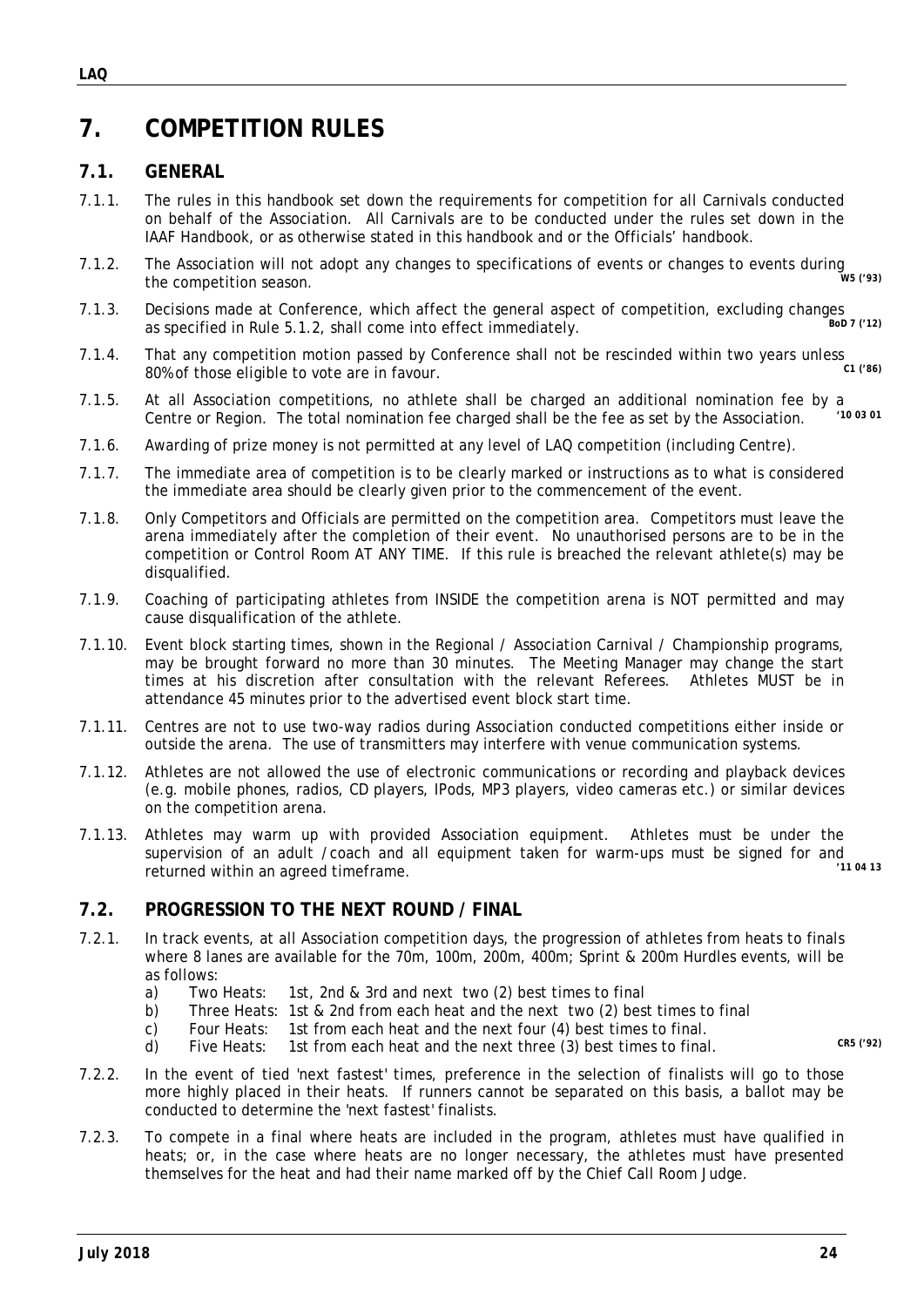# 7. COMPETITION RULES

## 7.1. GENERAL

7.1.1. The rules in this handbook set down the requirements for competition for all Carnivals conducted on behalf of the Association. All Carnivals are to be conducted under the rules set down in the IAAF Handbook, or as otherwise stated in this handbook and or the Officials' handbook.

7.1.2. The Association will not adopt any changes to specifications of events or changes to events during the competition season. **W5 ('93)**

7.1.3. Decisions made at Conference, which affect the general aspect of competition, excluding changes as specified in Rule 5.1.2, shall come into effect immediately. **BoD 7 ('12)**

7.1.4. That any competition motion passed by Conference shall not be rescinded within two years unless 80% of those eligible to vote are in favour. **C1 ('86)**

7.1.5. At all Association competitions, no athlete shall be charged an additional nomination fee by a Centre or Region. The total nomination fee charged shall be the fee as set by the Association. **'10 03 01**

7.1.6. Awarding of prize money is not permitted at any level of LAQ competition (including Centre).

7.1.7. The immediate area of competition is to be clearly marked or instructions as to what is considered the immediate area should be clearly given prior to the commencement of the event.

7.1.8. Only Competitors and Officials are permitted on the competition area. Competitors must leave the arena immediately after the completion of their event. No unauthorised persons are to be in the competition or Control Room AT ANY TIME. If this rule is breached the relevant athlete(s) may be disqualified.

7.1.9. Coaching of participating athletes from INSIDE the competition arena is NOT permitted and may cause disqualification of the athlete.

7.1.10. Event block starting times, shown in the Regional / Association Carnival / Championship programs, may be brought forward no more than 30 minutes. The Meeting Manager may change the start times at his discretion after consultation with the relevant Referees. Athletes MUST be in attendance 45 minutes prior to the advertised event block start time.

7.1.11. Centres are not to use two-way radios during Association conducted competitions either inside or outside the arena. The use of transmitters may interfere with venue communication systems.

7.1.12. Athletes are not allowed the use of electronic communications or recording and playback devices (e.g. mobile phones, radios, CD players, IPods, MP3 players, video cameras etc.) or similar devices on the competition arena.

7.1.13. Athletes may warm up with provided Association equipment. Athletes must be under the supervision of an adult / coach and all equipment taken for warm-ups must be signed for and returned within an agreed timeframe. **'11 04 13**

## 7.2. PROGRESSION TO THE NEXT ROUND / FINAL

7.2.1. In track events, at all Association competition days, the progression of athletes from heats to finals where 8 lanes are available for the 70m, 100m, 200m, 400m; Sprint & 200m Hurdles events, will be as follows:

a) Two Heats: 1st, 2nd & 3rd and next two (2) best times to final
b) Three Heats: 1st & 2nd from each heat and the next two (2) best times to final
c) Four Heats: 1st from each heat and the next four (4) best times to final.
d) Five Heats: 1st from each heat and the next three (3) best times to final. **CR5 ('92)**

7.2.2. In the event of tied 'next fastest' times, preference in the selection of finalists will go to those more highly placed in their heats. If runners cannot be separated on this basis, a ballot may be conducted to determine the 'next fastest' finalists.

7.2.3. To compete in a final where heats are included in the program, athletes must have qualified in heats; or, in the case where heats are no longer necessary, the athletes must have presented themselves for the heat and had their name marked off by the Chief Call Room Judge.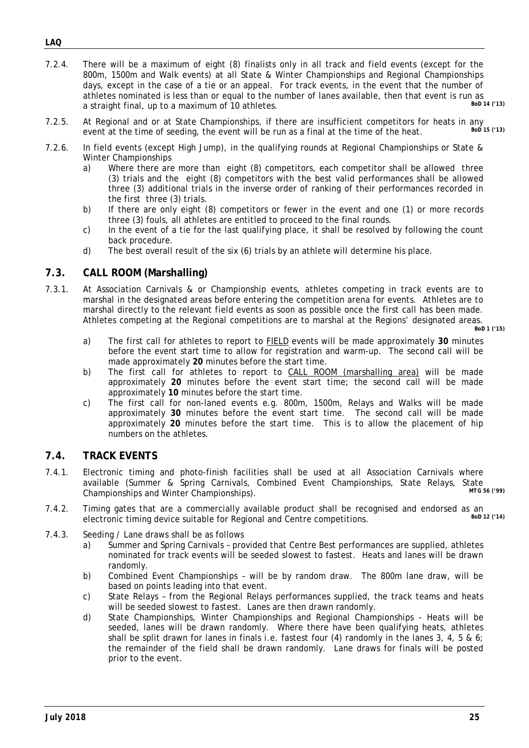7.2.4. There will be a maximum of eight (8) finalists only in all track and field events (except for the 800m, 1500m and Walk events) at all State & Winter Championships and Regional Championships days, except in the case of a tie or an appeal. For track events, in the event that the number of athletes nominated is less than or equal to the number of lanes available, then that event is run as a straight final, up to a maximum of 10 athletes. *BoD 14 ('13)*

7.2.5. At Regional and or at State Championships, if there are insufficient competitors for heats in any event at the time of seeding, the event will be run as a final at the time of the heat. *BoD 15 ('13)*

7.2.6. In field events (except High Jump), in the qualifying rounds at Regional Championships or State & Winter Championships

a) Where there are more than eight (8) competitors, each competitor shall be allowed three (3) trials and the eight (8) competitors with the best valid performances shall be allowed three (3) additional trials in the inverse order of ranking of their performances recorded in the first three (3) trials.

b) If there are only eight (8) competitors or fewer in the event and one (1) or more records three (3) fouls, all athletes are entitled to proceed to the final rounds.

c) In the event of a tie for the last qualifying place, it shall be resolved by following the count back procedure.

d) The best overall result of the six (6) trials by an athlete will determine his place.

## 7.3. CALL ROOM (Marshalling)

7.3.1. At Association Carnivals & or Championship events, athletes competing in track events are to marshal in the designated areas before entering the competition arena for events. Athletes are to marshal directly to the relevant field events as soon as possible once the first call has been made. Athletes competing at the Regional competitions are to marshal at the Regions' designated areas. *BoD 1 ('15)*

a) The first call for athletes to report to <u>FIELD</u> events will be made approximately **30** minutes before the event start time to allow for registration and warm-up. The second call will be made approximately **20** minutes before the start time.

b) The first call for athletes to report to <u>CALL ROOM (marshalling area)</u> will be made approximately **20** minutes before the event start time; the second call will be made approximately **10** minutes before the start time.

c) The first call for non-laned events e.g. 800m, 1500m, Relays and Walks will be made approximately **30** minutes before the event start time. The second call will be made approximately **20** minutes before the start time. This is to allow the placement of hip numbers on the athletes.

## 7.4. TRACK EVENTS

7.4.1. Electronic timing and photo-finish facilities shall be used at all Association Carnivals where available (Summer & Spring Carnivals, Combined Event Championships, State Relays, State Championships and Winter Championships). *MTG 56 ('99)*

7.4.2. Timing gates that are a commercially available product shall be recognised and endorsed as an electronic timing device suitable for Regional and Centre competitions. *BoD 12 ('14)*

7.4.3. Seeding / Lane draws shall be as follows

a) Summer and Spring Carnivals – provided that Centre Best performances are supplied, athletes nominated for track events will be seeded slowest to fastest. Heats and lanes will be drawn randomly.

b) Combined Event Championships – will be by random draw. The 800m lane draw, will be based on points leading into that event.

c) State Relays – from the Regional Relays performances supplied, the track teams and heats will be seeded slowest to fastest. Lanes are then drawn randomly.

d) State Championships, Winter Championships and Regional Championships - Heats will be seeded, lanes will be drawn randomly. Where there have been qualifying heats, athletes shall be split drawn for lanes in finals i.e. fastest four (4) randomly in the lanes 3, 4, 5 & 6; the remainder of the field shall be drawn randomly. Lane draws for finals will be posted prior to the event.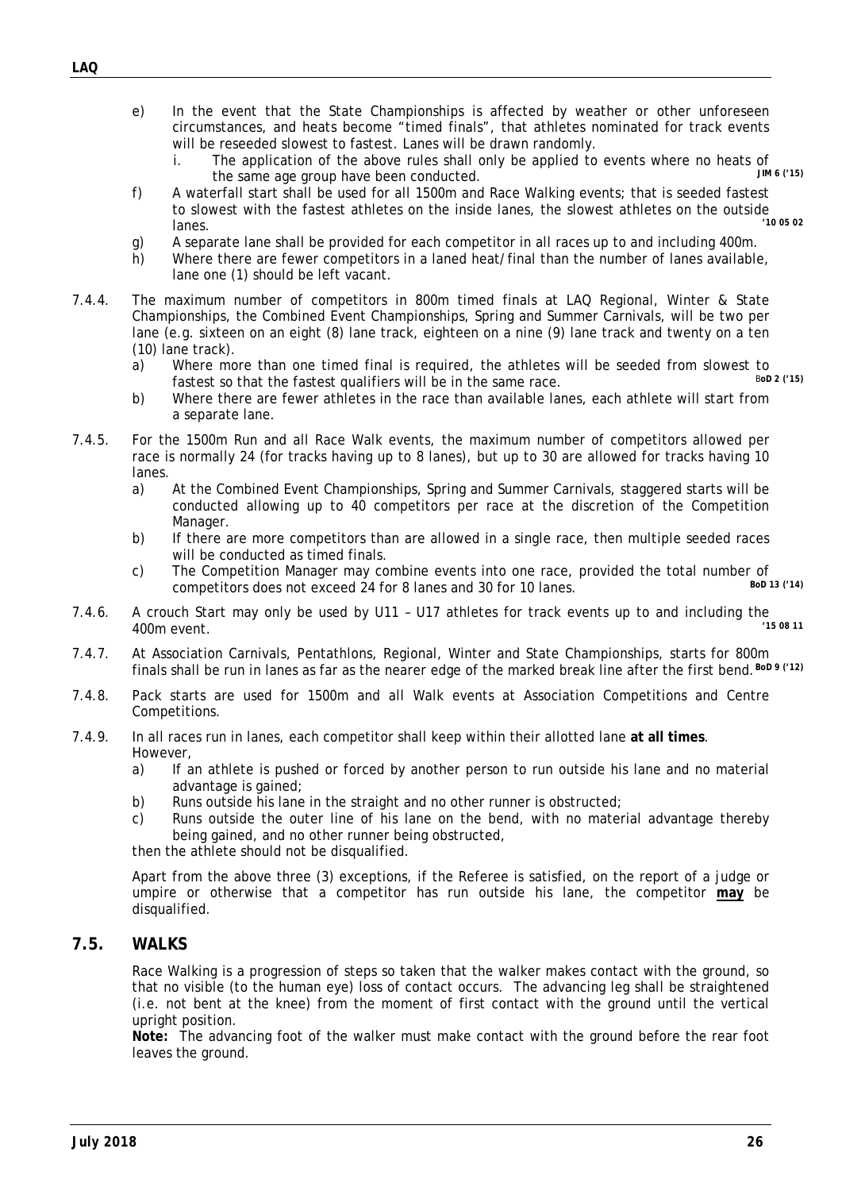e) In the event that the State Championships is affected by weather or other unforeseen circumstances, and heats become "timed finals", that athletes nominated for track events will be reseeded slowest to fastest. Lanes will be drawn randomly.
   i. The application of the above rules shall only be applied to events where no heats of the same age group have been conducted. **JIM 6 ('15)**

f) A waterfall start shall be used for all 1500m and Race Walking events; that is seeded fastest to slowest with the fastest athletes on the inside lanes, the slowest athletes on the outside lanes. **'10 05 02**

g) A separate lane shall be provided for each competitor in all races up to and including 400m.

h) Where there are fewer competitors in a laned heat/final than the number of lanes available, lane one (1) should be left vacant.

7.4.4. The maximum number of competitors in 800m timed finals at LAQ Regional, Winter & State Championships, the Combined Event Championships, Spring and Summer Carnivals, will be two per lane (e.g. sixteen on an eight (8) lane track, eighteen on a nine (9) lane track and twenty on a ten (10) lane track).

a) Where more than one timed final is required, the athletes will be seeded from slowest to fastest so that the fastest qualifiers will be in the same race. **BoD 2 ('15)**

b) Where there are fewer athletes in the race than available lanes, each athlete will start from a separate lane.

7.4.5. For the 1500m Run and all Race Walk events, the maximum number of competitors allowed per race is normally 24 (for tracks having up to 8 lanes), but up to 30 are allowed for tracks having 10 lanes.

a) At the Combined Event Championships, Spring and Summer Carnivals, staggered starts will be conducted allowing up to 40 competitors per race at the discretion of the Competition Manager.

b) If there are more competitors than are allowed in a single race, then multiple seeded races will be conducted as timed finals.

c) The Competition Manager may combine events into one race, provided the total number of competitors does not exceed 24 for 8 lanes and 30 for 10 lanes. **BoD 13 ('14)**

7.4.6. A crouch Start may only be used by U11 – U17 athletes for track events up to and including the 400m event. **'15 08 11**

7.4.7. At Association Carnivals, Pentathlons, Regional, Winter and State Championships, starts for 800m finals shall be run in lanes as far as the nearer edge of the marked break line after the first bend. **BoD 9 ('12)**

7.4.8. Pack starts are used for 1500m and all Walk events at Association Competitions and Centre Competitions.

7.4.9. In all races run in lanes, each competitor shall keep within their allotted lane **at all times**. However,

a) If an athlete is pushed or forced by another person to run outside his lane and no material advantage is gained;

b) Runs outside his lane in the straight and no other runner is obstructed;

c) Runs outside the outer line of his lane on the bend, with no material advantage thereby being gained, and no other runner being obstructed,

then the athlete should not be disqualified.

Apart from the above three (3) exceptions, if the Referee is satisfied, on the report of a judge or umpire or otherwise that a competitor has run outside his lane, the competitor **may** be disqualified.

## 7.5. WALKS

Race Walking is a progression of steps so taken that the walker makes contact with the ground, so that no visible (to the human eye) loss of contact occurs. The advancing leg shall be straightened (i.e. not bent at the knee) from the moment of first contact with the ground until the vertical upright position.

**Note:** The advancing foot of the walker must make contact with the ground before the rear foot leaves the ground.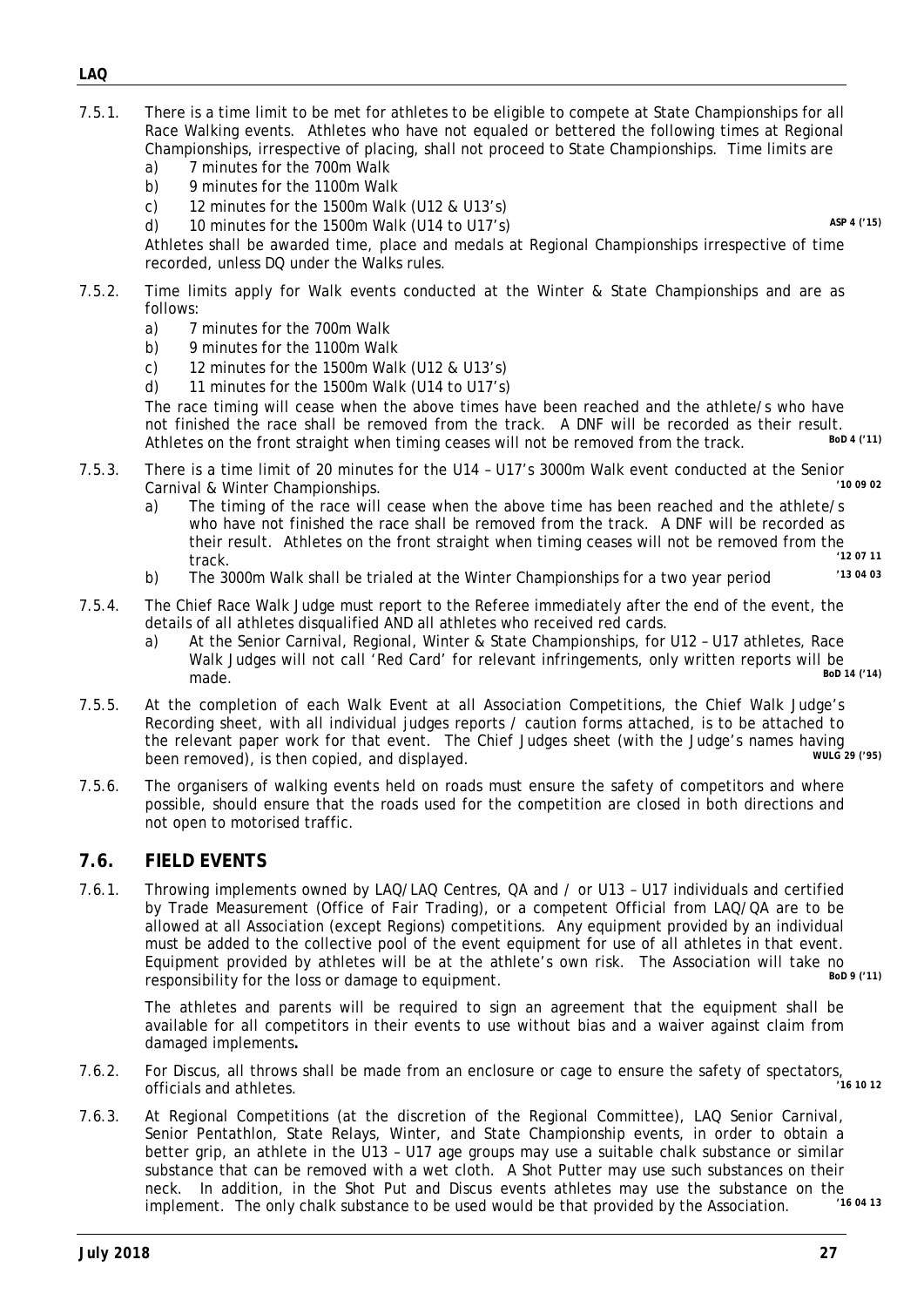7.5.1. There is a time limit to be met for athletes to be eligible to compete at State Championships for all Race Walking events. Athletes who have not equaled or bettered the following times at Regional Championships, irrespective of placing, shall not proceed to State Championships. Time limits are

a) 7 minutes for the 700m Walk
b) 9 minutes for the 1100m Walk
c) 12 minutes for the 1500m Walk (U12 & U13's)
d) 10 minutes for the 1500m Walk (U14 to U17's) **ASP 4 ('15)**

Athletes shall be awarded time, place and medals at Regional Championships irrespective of time recorded, unless DQ under the Walks rules.

7.5.2. Time limits apply for Walk events conducted at the Winter & State Championships and are as follows:

a) 7 minutes for the 700m Walk
b) 9 minutes for the 1100m Walk
c) 12 minutes for the 1500m Walk (U12 & U13's)
d) 11 minutes for the 1500m Walk (U14 to U17's)

The race timing will cease when the above times have been reached and the athlete/s who have not finished the race shall be removed from the track. A DNF will be recorded as their result. Athletes on the front straight when timing ceases will not be removed from the track. **BoD 4 ('11)**

7.5.3. There is a time limit of 20 minutes for the U14 – U17's 3000m Walk event conducted at the Senior Carnival & Winter Championships. **'10 09 02**

a) The timing of the race will cease when the above time has been reached and the athlete/s who have not finished the race shall be removed from the track. A DNF will be recorded as their result. Athletes on the front straight when timing ceases will not be removed from the track. **'12 07 11**
b) The 3000m Walk shall be trialed at the Winter Championships for a two year period **'13 04 03**

7.5.4. The Chief Race Walk Judge must report to the Referee immediately after the end of the event, the details of all athletes disqualified AND all athletes who received red cards.

a) At the Senior Carnival, Regional, Winter & State Championships, for U12 – U17 athletes, Race Walk Judges will not call 'Red Card' for relevant infringements, only written reports will be made. **BoD 14 ('14)**

7.5.5. At the completion of each Walk Event at all Association Competitions, the Chief Walk Judge's Recording sheet, with all individual judges reports / caution forms attached, is to be attached to the relevant paper work for that event. The Chief Judges sheet (with the Judge's names having been removed), is then copied, and displayed. **WULG 29 ('95)**

7.5.6. The organisers of walking events held on roads must ensure the safety of competitors and where possible, should ensure that the roads used for the competition are closed in both directions and not open to motorised traffic.

## 7.6. FIELD EVENTS

7.6.1. Throwing implements owned by LAQ/LAQ Centres, QA and / or U13 – U17 individuals and certified by Trade Measurement (Office of Fair Trading), or a competent Official from LAQ/QA are to be allowed at all Association (except Regions) competitions. Any equipment provided by an individual must be added to the collective pool of the event equipment for use of all athletes in that event. Equipment provided by athletes will be at the athlete's own risk. The Association will take no responsibility for the loss or damage to equipment. **BoD 9 ('11)**

The athletes and parents will be required to sign an agreement that the equipment shall be available for all competitors in their events to use without bias and a waiver against claim from damaged implements**.**

7.6.2. For Discus, all throws shall be made from an enclosure or cage to ensure the safety of spectators, officials and athletes. **'16 10 12**

7.6.3. At Regional Competitions (at the discretion of the Regional Committee), LAQ Senior Carnival, Senior Pentathlon, State Relays, Winter, and State Championship events, in order to obtain a better grip, an athlete in the U13 – U17 age groups may use a suitable chalk substance or similar substance that can be removed with a wet cloth. A Shot Putter may use such substances on their neck. In addition, in the Shot Put and Discus events athletes may use the substance on the implement. The only chalk substance to be used would be that provided by the Association. **'16 04 13**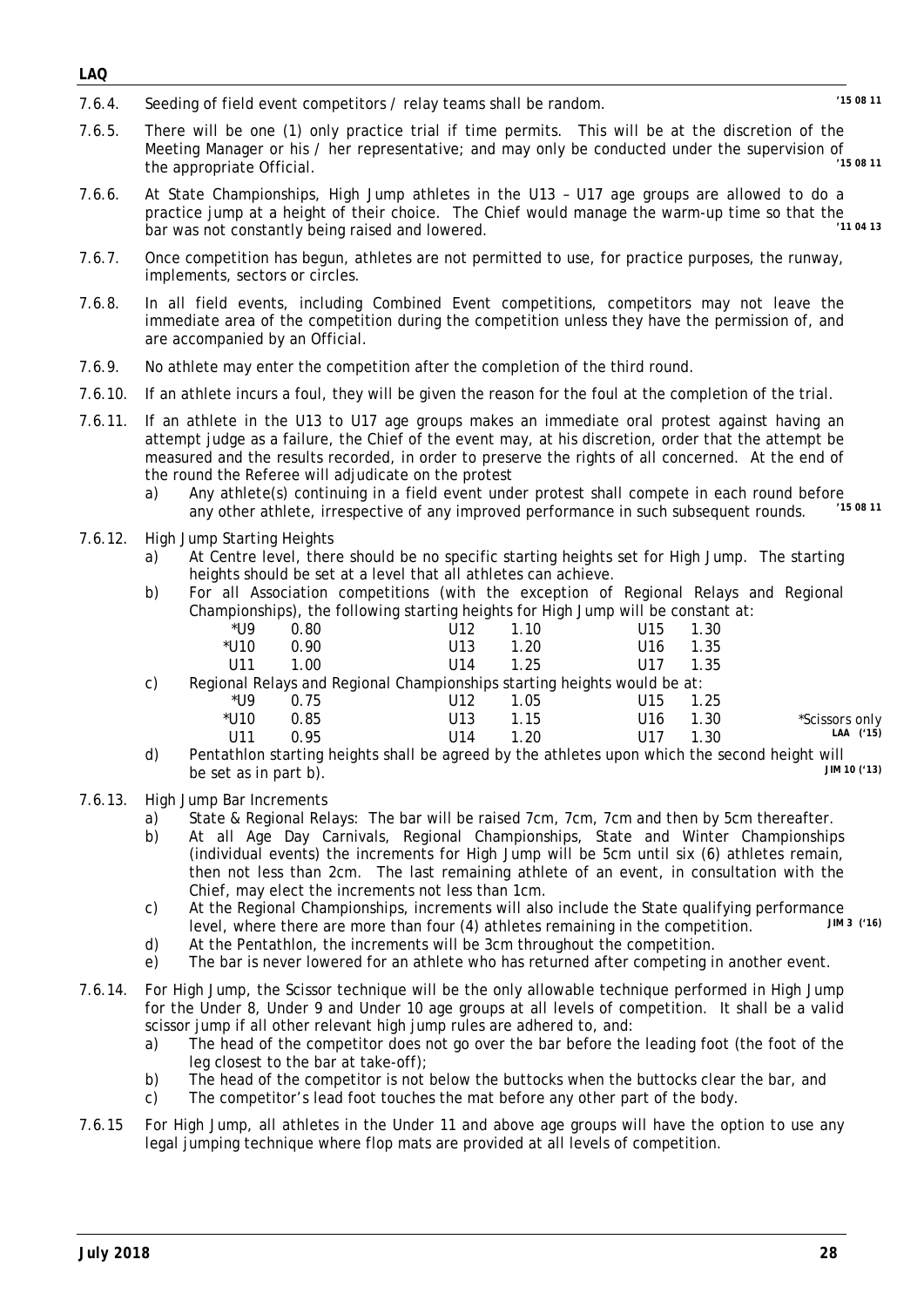7.6.4. Seeding of field event competitors / relay teams shall be random. '15 08 11

7.6.5. There will be one (1) only practice trial if time permits. This will be at the discretion of the Meeting Manager or his / her representative; and may only be conducted under the supervision of the appropriate Official. '15 08 11

7.6.6. At State Championships, High Jump athletes in the U13 – U17 age groups are allowed to do a practice jump at a height of their choice. The Chief would manage the warm-up time so that the bar was not constantly being raised and lowered. '11 04 13

7.6.7. Once competition has begun, athletes are not permitted to use, for practice purposes, the runway, implements, sectors or circles.

7.6.8. In all field events, including Combined Event competitions, competitors may not leave the immediate area of the competition during the competition unless they have the permission of, and are accompanied by an Official.

7.6.9. No athlete may enter the competition after the completion of the third round.

7.6.10. If an athlete incurs a foul, they will be given the reason for the foul at the completion of the trial.

7.6.11. If an athlete in the U13 to U17 age groups makes an immediate oral protest against having an attempt judge as a failure, the Chief of the event may, at his discretion, order that the attempt be measured and the results recorded, in order to preserve the rights of all concerned. At the end of the round the Referee will adjudicate on the protest

a) Any athlete(s) continuing in a field event under protest shall compete in each round before any other athlete, irrespective of any improved performance in such subsequent rounds. '15 08 11

7.6.12. High Jump Starting Heights

a) At Centre level, there should be no specific starting heights set for High Jump. The starting heights should be set at a level that all athletes can achieve.

b) For all Association competitions (with the exception of Regional Relays and Regional Championships), the following starting heights for High Jump will be constant at:

| | | | | | |
|---|---|---|---|---|---|
| *U9 | 0.80 | U12 | 1.10 | U15 | 1.30 |
| *U10 | 0.90 | U13 | 1.20 | U16 | 1.35 |
| U11 | 1.00 | U14 | 1.25 | U17 | 1.35 |

c) Regional Relays and Regional Championships starting heights would be at:

| | | | | | |
|---|---|---|---|---|---|
| *U9 | 0.75 | U12 | 1.05 | U15 | 1.25 |
| *U10 | 0.85 | U13 | 1.15 | U16 | 1.30 |
| U11 | 0.95 | U14 | 1.20 | U17 | 1.30 |

*Scissors only LAA ('15)

d) Pentathlon starting heights shall be agreed by the athletes upon which the second height will be set as in part b). JIM 10 ('13)

7.6.13. High Jump Bar Increments

a) State & Regional Relays: The bar will be raised 7cm, 7cm, 7cm and then by 5cm thereafter.

b) At all Age Day Carnivals, Regional Championships, State and Winter Championships (individual events) the increments for High Jump will be 5cm until six (6) athletes remain, then not less than 2cm. The last remaining athlete of an event, in consultation with the Chief, may elect the increments not less than 1cm.

c) At the Regional Championships, increments will also include the State qualifying performance level, where there are more than four (4) athletes remaining in the competition. JIM 3 ('16)

d) At the Pentathlon, the increments will be 3cm throughout the competition.

e) The bar is never lowered for an athlete who has returned after competing in another event.

7.6.14. For High Jump, the Scissor technique will be the only allowable technique performed in High Jump for the Under 8, Under 9 and Under 10 age groups at all levels of competition. It shall be a valid scissor jump if all other relevant high jump rules are adhered to, and:

a) The head of the competitor does not go over the bar before the leading foot (the foot of the leg closest to the bar at take-off);

b) The head of the competitor is not below the buttocks when the buttocks clear the bar, and

c) The competitor's lead foot touches the mat before any other part of the body.

7.6.15 For High Jump, all athletes in the Under 11 and above age groups will have the option to use any legal jumping technique where flop mats are provided at all levels of competition.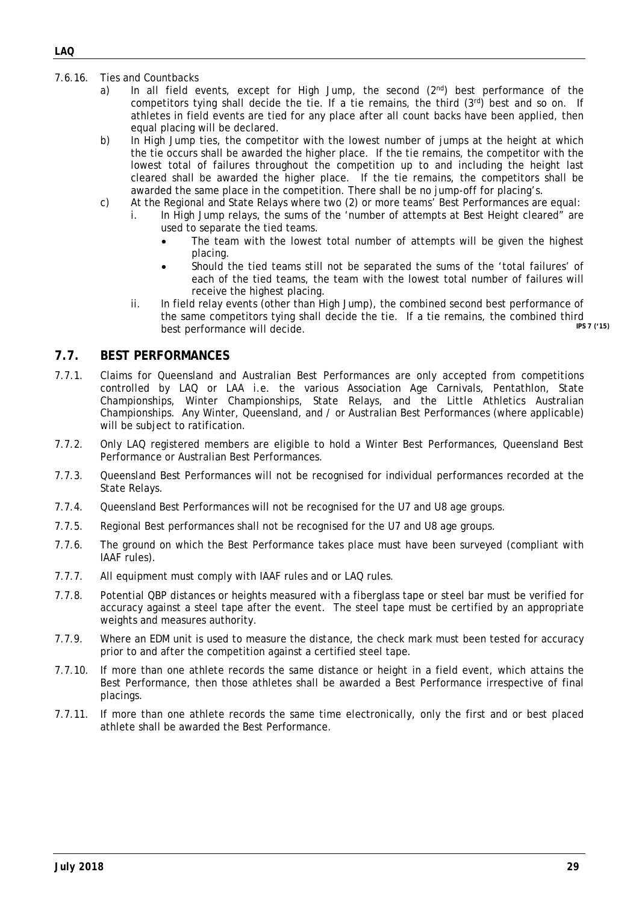7.6.16. Ties and Countbacks

a) In all field events, except for High Jump, the second (2nd) best performance of the competitors tying shall decide the tie. If a tie remains, the third (3rd) best and so on. If athletes in field events are tied for any place after all count backs have been applied, then equal placing will be declared.

b) In High Jump ties, the competitor with the lowest number of jumps at the height at which the tie occurs shall be awarded the higher place. If the tie remains, the competitor with the lowest total of failures throughout the competition up to and including the height last cleared shall be awarded the higher place. If the tie remains, the competitors shall be awarded the same place in the competition. There shall be no jump-off for placing's.

c) At the Regional and State Relays where two (2) or more teams' Best Performances are equal:

   i. In High Jump relays, the sums of the 'number of attempts at Best Height cleared" are used to separate the tied teams.
      - The team with the lowest total number of attempts will be given the highest placing.
      - Should the tied teams still not be separated the sums of the 'total failures' of each of the tied teams, the team with the lowest total number of failures will receive the highest placing.

   ii. In field relay events (other than High Jump), the combined second best performance of the same competitors tying shall decide the tie. If a tie remains, the combined third best performance will decide. **IPS 7 ('15)**

## 7.7. BEST PERFORMANCES

7.7.1. Claims for Queensland and Australian Best Performances are only accepted from competitions controlled by LAQ or LAA i.e. the various Association Age Carnivals, Pentathlon, State Championships, Winter Championships, State Relays, and the Little Athletics Australian Championships. Any Winter, Queensland, and / or Australian Best Performances (where applicable) will be subject to ratification.

7.7.2. Only LAQ registered members are eligible to hold a Winter Best Performances, Queensland Best Performance or Australian Best Performances.

7.7.3. Queensland Best Performances will not be recognised for individual performances recorded at the State Relays.

7.7.4. Queensland Best Performances will not be recognised for the U7 and U8 age groups.

7.7.5. Regional Best performances shall not be recognised for the U7 and U8 age groups.

7.7.6. The ground on which the Best Performance takes place must have been surveyed (compliant with IAAF rules).

7.7.7. All equipment must comply with IAAF rules and or LAQ rules.

7.7.8. Potential QBP distances or heights measured with a fiberglass tape or steel bar must be verified for accuracy against a steel tape after the event. The steel tape must be certified by an appropriate weights and measures authority.

7.7.9. Where an EDM unit is used to measure the distance, the check mark must been tested for accuracy prior to and after the competition against a certified steel tape.

7.7.10. If more than one athlete records the same distance or height in a field event, which attains the Best Performance, then those athletes shall be awarded a Best Performance irrespective of final placings.

7.7.11. If more than one athlete records the same time electronically, only the first and or best placed athlete shall be awarded the Best Performance.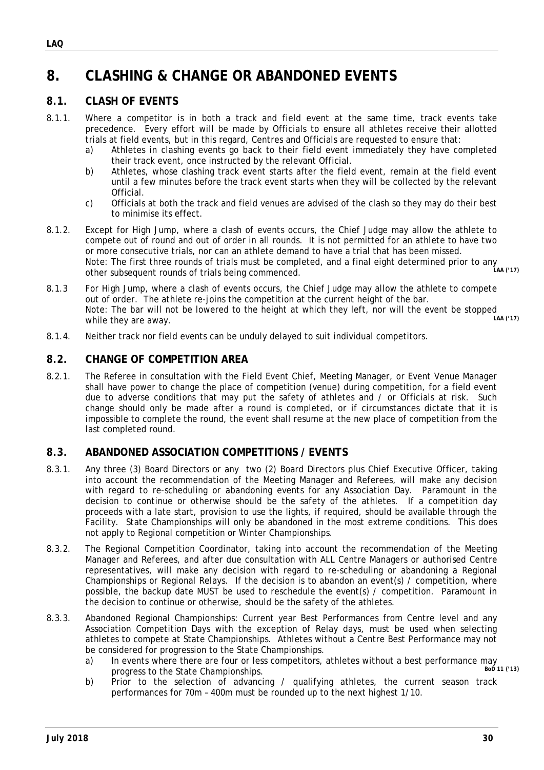# 8. CLASHING & CHANGE OR ABANDONED EVENTS

## 8.1. CLASH OF EVENTS

8.1.1. Where a competitor is in both a track and field event at the same time, track events take precedence. Every effort will be made by Officials to ensure all athletes receive their allotted trials at field events, but in this regard, Centres and Officials are requested to ensure that:

a) Athletes in clashing events go back to their field event immediately they have completed their track event, once instructed by the relevant Official.

b) Athletes, whose clashing track event starts after the field event, remain at the field event until a few minutes before the track event starts when they will be collected by the relevant Official.

c) Officials at both the track and field venues are advised of the clash so they may do their best to minimise its effect.

8.1.2. Except for High Jump, where a clash of events occurs, the Chief Judge may allow the athlete to compete out of round and out of order in all rounds. It is not permitted for an athlete to have two or more consecutive trials, nor can an athlete demand to have a trial that has been missed.
Note: The first three rounds of trials must be completed, and a final eight determined prior to any other subsequent rounds of trials being commenced. **LAA ('17)**

8.1.3 For High Jump, where a clash of events occurs, the Chief Judge may allow the athlete to compete out of order. The athlete re-joins the competition at the current height of the bar.
Note: The bar will not be lowered to the height at which they left, nor will the event be stopped while they are away. **LAA ('17)**

8.1.4. Neither track nor field events can be unduly delayed to suit individual competitors.

## 8.2. CHANGE OF COMPETITION AREA

8.2.1. The Referee in consultation with the Field Event Chief, Meeting Manager, or Event Venue Manager shall have power to change the place of competition (venue) during competition, for a field event due to adverse conditions that may put the safety of athletes and / or Officials at risk. Such change should only be made after a round is completed, or if circumstances dictate that it is impossible to complete the round, the event shall resume at the new place of competition from the last completed round.

## 8.3. ABANDONED ASSOCIATION COMPETITIONS / EVENTS

8.3.1. Any three (3) Board Directors or any two (2) Board Directors plus Chief Executive Officer, taking into account the recommendation of the Meeting Manager and Referees, will make any decision with regard to re-scheduling or abandoning events for any Association Day. Paramount in the decision to continue or otherwise should be the safety of the athletes. If a competition day proceeds with a late start, provision to use the lights, if required, should be available through the Facility. State Championships will only be abandoned in the most extreme conditions. This does not apply to Regional competition or Winter Championships.

8.3.2. The Regional Competition Coordinator, taking into account the recommendation of the Meeting Manager and Referees, and after due consultation with ALL Centre Managers or authorised Centre representatives, will make any decision with regard to re-scheduling or abandoning a Regional Championships or Regional Relays. If the decision is to abandon an event(s) / competition, where possible, the backup date MUST be used to reschedule the event(s) / competition. Paramount in the decision to continue or otherwise, should be the safety of the athletes.

8.3.3. Abandoned Regional Championships: Current year Best Performances from Centre level and any Association Competition Days with the exception of Relay days, must be used when selecting athletes to compete at State Championships. Athletes without a Centre Best Performance may not be considered for progression to the State Championships.

a) In events where there are four or less competitors, athletes without a best performance may progress to the State Championships. **BoD 11 ('13)**

b) Prior to the selection of advancing / qualifying athletes, the current season track performances for 70m – 400m must be rounded up to the next highest 1/10.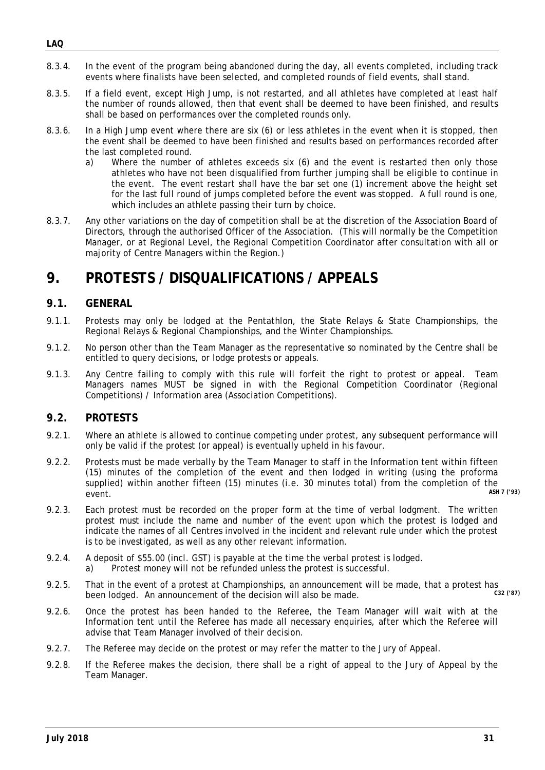8.3.4. In the event of the program being abandoned during the day, all events completed, including track events where finalists have been selected, and completed rounds of field events, shall stand.

8.3.5. If a field event, except High Jump, is not restarted, and all athletes have completed at least half the number of rounds allowed, then that event shall be deemed to have been finished, and results shall be based on performances over the completed rounds only.

8.3.6. In a High Jump event where there are six (6) or less athletes in the event when it is stopped, then the event shall be deemed to have been finished and results based on performances recorded after the last completed round.

a) Where the number of athletes exceeds six (6) and the event is restarted then only those athletes who have not been disqualified from further jumping shall be eligible to continue in the event. The event restart shall have the bar set one (1) increment above the height set for the last full round of jumps completed before the event was stopped. A full round is one, which includes an athlete passing their turn by choice.

8.3.7. Any other variations on the day of competition shall be at the discretion of the Association Board of Directors, through the authorised Officer of the Association. (This will normally be the Competition Manager, or at Regional Level, the Regional Competition Coordinator after consultation with all or majority of Centre Managers within the Region.)

# 9. PROTESTS / DISQUALIFICATIONS / APPEALS

## 9.1. GENERAL

9.1.1. Protests may only be lodged at the Pentathlon, the State Relays & State Championships, the Regional Relays & Regional Championships, and the Winter Championships.

9.1.2. No person other than the Team Manager as the representative so nominated by the Centre shall be entitled to query decisions, or lodge protests or appeals.

9.1.3. Any Centre failing to comply with this rule will forfeit the right to protest or appeal. Team Managers names MUST be signed in with the Regional Competition Coordinator (Regional Competitions) / Information area (Association Competitions).

## 9.2. PROTESTS

9.2.1. Where an athlete is allowed to continue competing under protest, any subsequent performance will only be valid if the protest (or appeal) is eventually upheld in his favour.

9.2.2. Protests must be made verbally by the Team Manager to staff in the Information tent within fifteen (15) minutes of the completion of the event and then lodged in writing (using the proforma supplied) within another fifteen (15) minutes (i.e. 30 minutes total) from the completion of the event. **ASH 7 ('93)**

9.2.3. Each protest must be recorded on the proper form at the time of verbal lodgment. The written protest must include the name and number of the event upon which the protest is lodged and indicate the names of all Centres involved in the incident and relevant rule under which the protest is to be investigated, as well as any other relevant information.

9.2.4. A deposit of $55.00 (incl. GST) is payable at the time the verbal protest is lodged.

a) Protest money will not be refunded unless the protest is successful.

9.2.5. That in the event of a protest at Championships, an announcement will be made, that a protest has been lodged. An announcement of the decision will also be made. **C32 ('87)**

9.2.6. Once the protest has been handed to the Referee, the Team Manager will wait with at the Information tent until the Referee has made all necessary enquiries, after which the Referee will advise that Team Manager involved of their decision.

9.2.7. The Referee may decide on the protest or may refer the matter to the Jury of Appeal.

9.2.8. If the Referee makes the decision, there shall be a right of appeal to the Jury of Appeal by the Team Manager.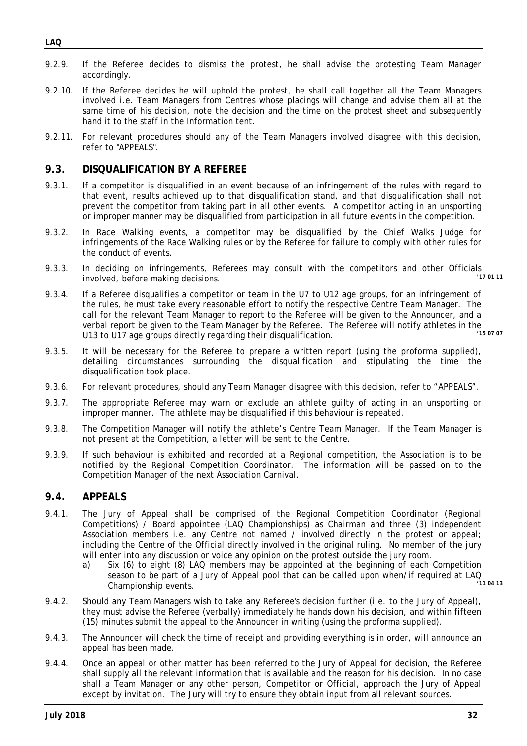- 9.2.9. If the Referee decides to dismiss the protest, he shall advise the protesting Team Manager accordingly.
- 9.2.10. If the Referee decides he will uphold the protest, he shall call together all the Team Managers involved i.e. Team Managers from Centres whose placings will change and advise them all at the same time of his decision, note the decision and the time on the protest sheet and subsequently hand it to the staff in the Information tent.
- 9.2.11. For relevant procedures should any of the Team Managers involved disagree with this decision, refer to "APPEALS".

## 9.3. DISQUALIFICATION BY A REFEREE

- 9.3.1. If a competitor is disqualified in an event because of an infringement of the rules with regard to that event, results achieved up to that disqualification stand, and that disqualification shall not prevent the competitor from taking part in all other events. A competitor acting in an unsporting or improper manner may be disqualified from participation in all future events in the competition.
- 9.3.2. In Race Walking events, a competitor may be disqualified by the Chief Walks Judge for infringements of the Race Walking rules or by the Referee for failure to comply with other rules for the conduct of events.
- 9.3.3. In deciding on infringements, Referees may consult with the competitors and other Officials involved, before making decisions. **'17 01 11**
- 9.3.4. If a Referee disqualifies a competitor or team in the U7 to U12 age groups, for an infringement of the rules, he must take every reasonable effort to notify the respective Centre Team Manager. The call for the relevant Team Manager to report to the Referee will be given to the Announcer, and a verbal report be given to the Team Manager by the Referee. The Referee will notify athletes in the U13 to U17 age groups directly regarding their disqualification. **'15 07 07**
- 9.3.5. It will be necessary for the Referee to prepare a written report (using the proforma supplied), detailing circumstances surrounding the disqualification and stipulating the time the disqualification took place.
- 9.3.6. For relevant procedures, should any Team Manager disagree with this decision, refer to "APPEALS".
- 9.3.7. The appropriate Referee may warn or exclude an athlete guilty of acting in an unsporting or improper manner. The athlete may be disqualified if this behaviour is repeated.
- 9.3.8. The Competition Manager will notify the athlete's Centre Team Manager. If the Team Manager is not present at the Competition, a letter will be sent to the Centre.
- 9.3.9. If such behaviour is exhibited and recorded at a Regional competition, the Association is to be notified by the Regional Competition Coordinator. The information will be passed on to the Competition Manager of the next Association Carnival.

## 9.4. APPEALS

- 9.4.1. The Jury of Appeal shall be comprised of the Regional Competition Coordinator (Regional Competitions) / Board appointee (LAQ Championships) as Chairman and three (3) independent Association members i.e. any Centre not named / involved directly in the protest or appeal; including the Centre of the Official directly involved in the original ruling. No member of the jury will enter into any discussion or voice any opinion on the protest outside the jury room.
  - a) Six (6) to eight (8) LAQ members may be appointed at the beginning of each Competition season to be part of a Jury of Appeal pool that can be called upon when/if required at LAQ Championship events. **'11 04 13**
- 9.4.2. Should any Team Managers wish to take any Referee's decision further (i.e. to the Jury of Appeal), they must advise the Referee (verbally) immediately he hands down his decision, and within fifteen (15) minutes submit the appeal to the Announcer in writing (using the proforma supplied).
- 9.4.3. The Announcer will check the time of receipt and providing everything is in order, will announce an appeal has been made.
- 9.4.4. Once an appeal or other matter has been referred to the Jury of Appeal for decision, the Referee shall supply all the relevant information that is available and the reason for his decision. In no case shall a Team Manager or any other person, Competitor or Official, approach the Jury of Appeal except by invitation. The Jury will try to ensure they obtain input from all relevant sources.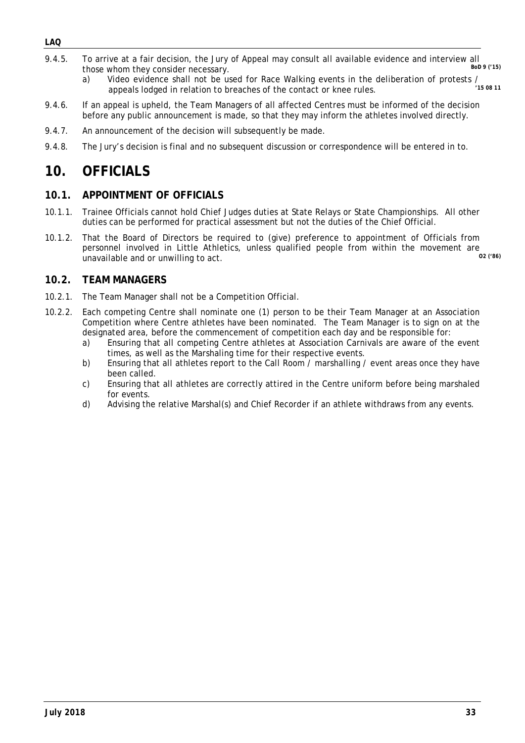9.4.5. To arrive at a fair decision, the Jury of Appeal may consult all available evidence and interview all those whom they consider necessary. **BoD 9 ('15)**

a) Video evidence shall not be used for Race Walking events in the deliberation of protests / appeals lodged in relation to breaches of the contact or knee rules. **'15 08 11**

9.4.6. If an appeal is upheld, the Team Managers of all affected Centres must be informed of the decision before any public announcement is made, so that they may inform the athletes involved directly.

9.4.7. An announcement of the decision will subsequently be made.

9.4.8. The Jury's decision is final and no subsequent discussion or correspondence will be entered in to.

# 10. OFFICIALS

## 10.1. APPOINTMENT OF OFFICIALS

10.1.1. Trainee Officials cannot hold Chief Judges duties at State Relays or State Championships. All other duties can be performed for practical assessment but not the duties of the Chief Official.

10.1.2. That the Board of Directors be required to (give) preference to appointment of Officials from personnel involved in Little Athletics, unless qualified people from within the movement are unavailable and or unwilling to act. **O2 ('86)**

## 10.2. TEAM MANAGERS

10.2.1. The Team Manager shall not be a Competition Official.

10.2.2. Each competing Centre shall nominate one (1) person to be their Team Manager at an Association Competition where Centre athletes have been nominated. The Team Manager is to sign on at the designated area, before the commencement of competition each day and be responsible for:

a) Ensuring that all competing Centre athletes at Association Carnivals are aware of the event times, as well as the Marshaling time for their respective events.

b) Ensuring that all athletes report to the Call Room / marshalling / event areas once they have been called.

c) Ensuring that all athletes are correctly attired in the Centre uniform before being marshaled for events.

d) Advising the relative Marshal(s) and Chief Recorder if an athlete withdraws from any events.